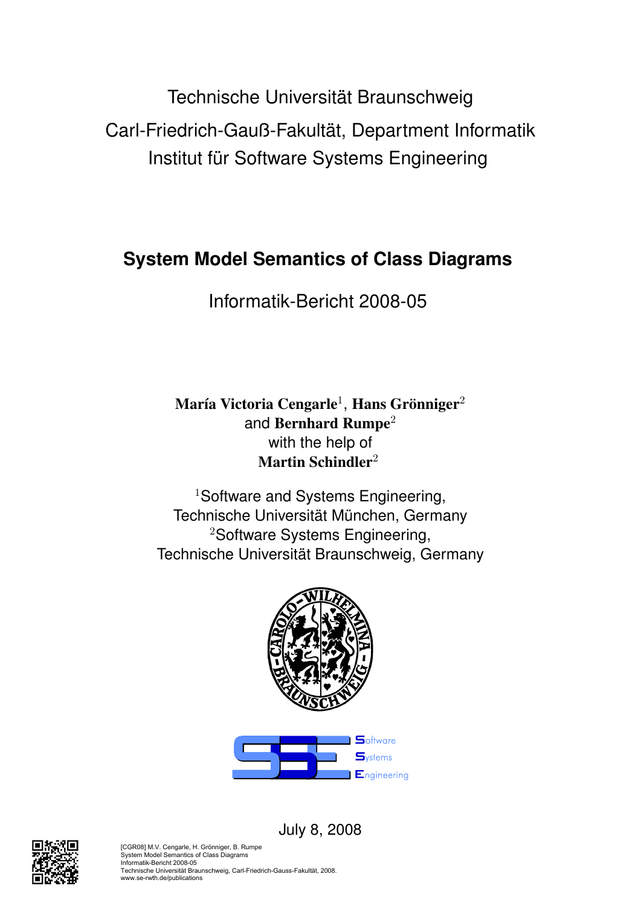Technische Universität Braunschweig

Carl-Friedrich-Gauß-Fakultät, Department Informatik

Institut für Software Systems Engineering

# System Model Semantics of Class Diagrams

Informatik-Bericht 2008-05

**María Victoria Cengarle**[1], **Hans Grönniger**[2]
and **Bernhard Rumpe**[2]
with the help of
**Martin Schindler**[2]

[1]Software and Systems Engineering,
Technische Universität München, Germany
[2]Software Systems Engineering,
Technische Universität Braunschweig, Germany

Software
Systems
Engineering

July 8, 2008

[CGR08] M.V. Cengarle, H. Grönniger, B. Rumpe
System Model Semantics of Class Diagrams
Informatik-Bericht 2008-05
Technische Universität Braunschweig, Carl-Friedrich-Gauss-Fakultät, 2008.
www.se-rwth.de/publications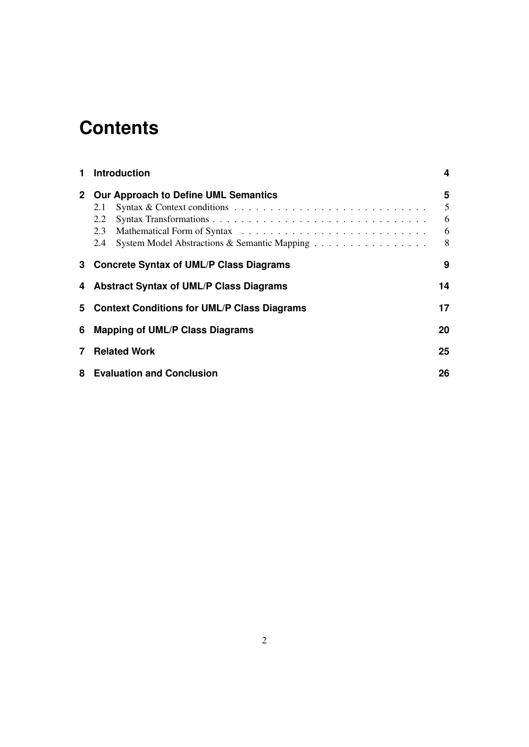# Contents

1 **Introduction** 4

2 **Our Approach to Define UML Semantics** 5
- 2.1 Syntax & Context conditions 5
- 2.2 Syntax Transformations 6
- 2.3 Mathematical Form of Syntax 6
- 2.4 System Model Abstractions & Semantic Mapping 8

3 **Concrete Syntax of UML/P Class Diagrams** 9

4 **Abstract Syntax of UML/P Class Diagrams** 14

5 **Context Conditions for UML/P Class Diagrams** 17

6 **Mapping of UML/P Class Diagrams** 20

7 **Related Work** 25

8 **Evaluation and Conclusion** 26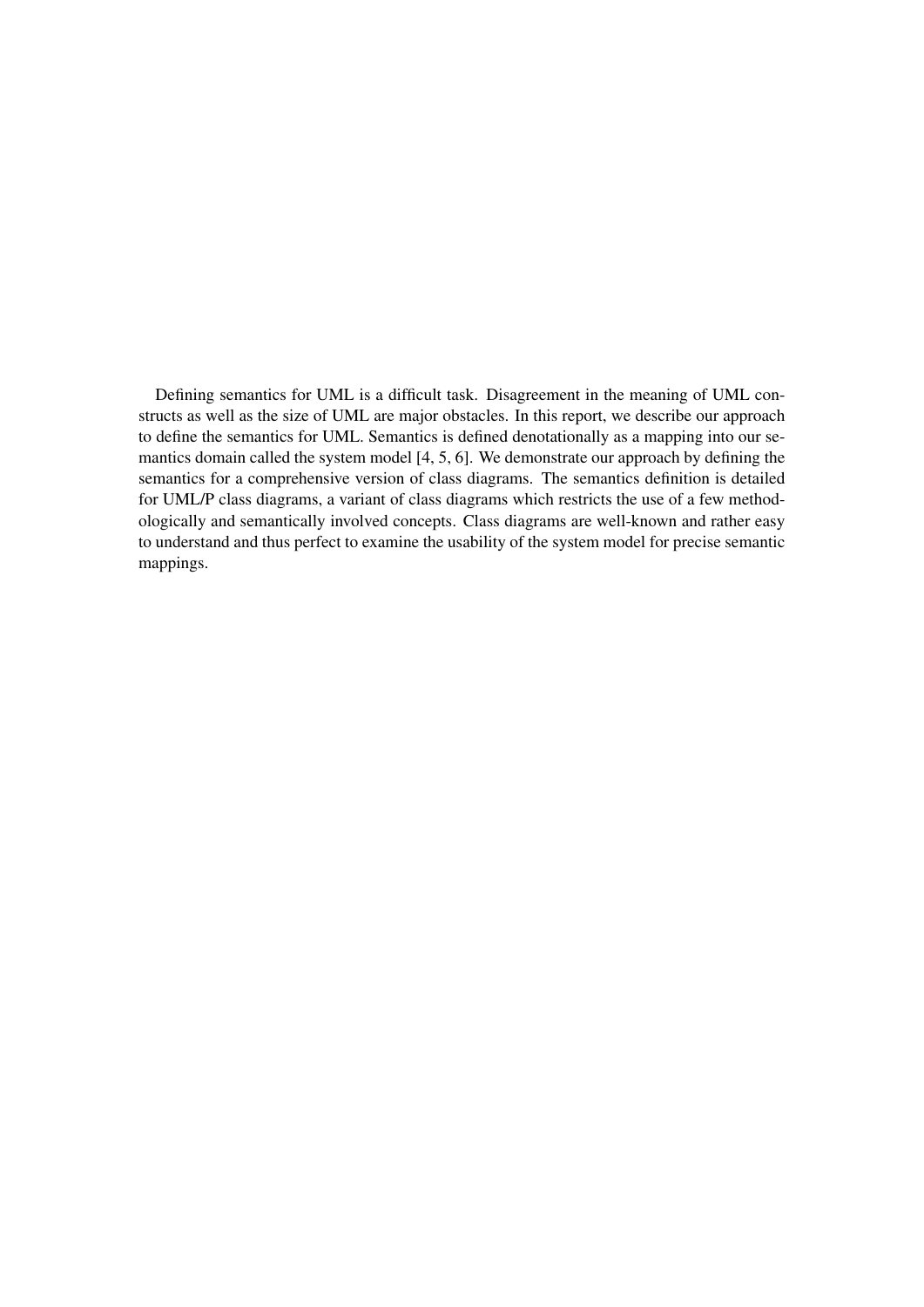Defining semantics for UML is a difficult task. Disagreement in the meaning of UML constructs as well as the size of UML are major obstacles. In this report, we describe our approach to define the semantics for UML. Semantics is defined denotationally as a mapping into our semantics domain called the system model [4, 5, 6]. We demonstrate our approach by defining the semantics for a comprehensive version of class diagrams. The semantics definition is detailed for UML/P class diagrams, a variant of class diagrams which restricts the use of a few methodologically and semantically involved concepts. Class diagrams are well-known and rather easy to understand and thus perfect to examine the usability of the system model for precise semantic mappings.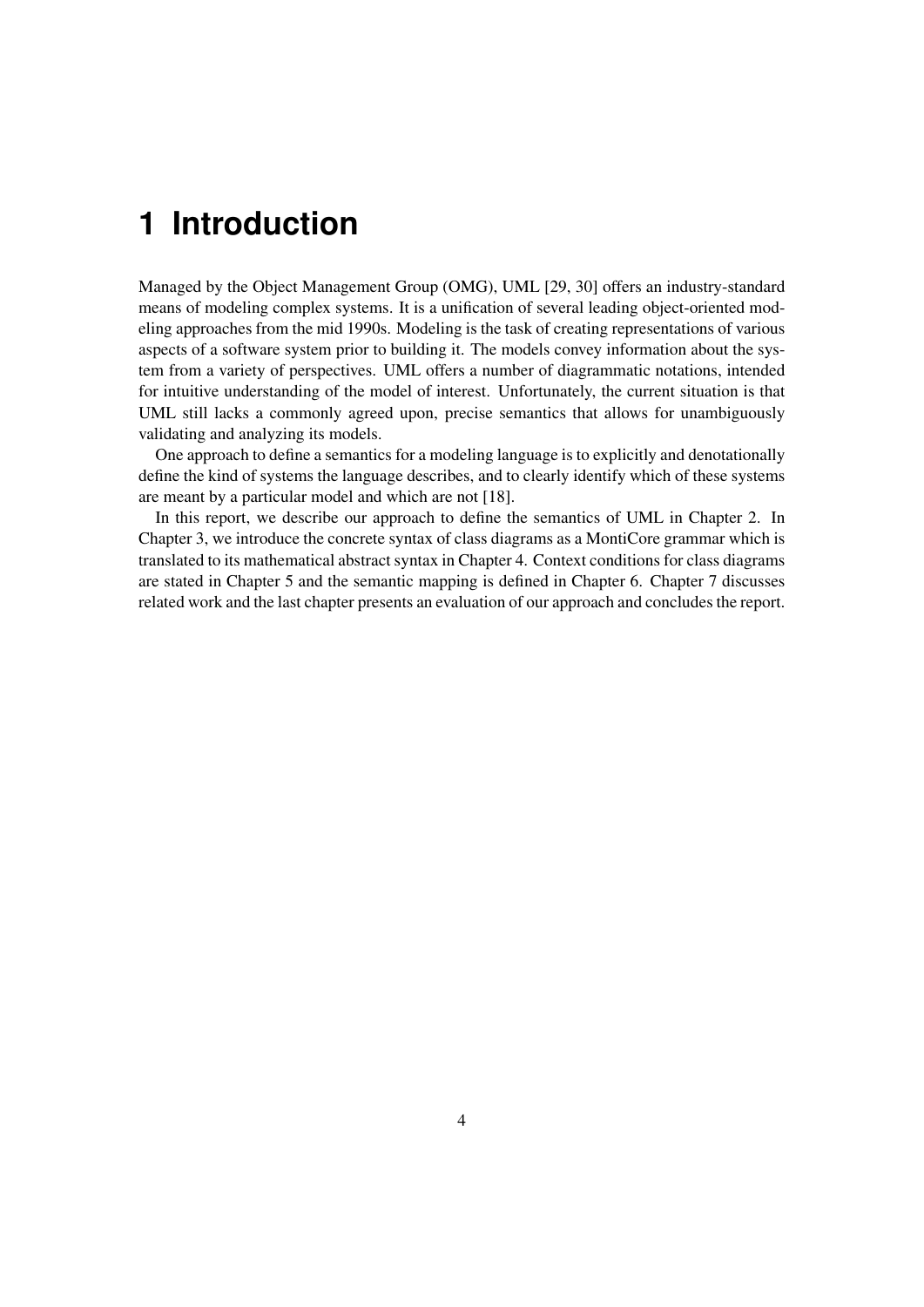# 1 Introduction

Managed by the Object Management Group (OMG), UML [29, 30] offers an industry-standard means of modeling complex systems. It is a unification of several leading object-oriented modeling approaches from the mid 1990s. Modeling is the task of creating representations of various aspects of a software system prior to building it. The models convey information about the system from a variety of perspectives. UML offers a number of diagrammatic notations, intended for intuitive understanding of the model of interest. Unfortunately, the current situation is that UML still lacks a commonly agreed upon, precise semantics that allows for unambiguously validating and analyzing its models.

One approach to define a semantics for a modeling language is to explicitly and denotationally define the kind of systems the language describes, and to clearly identify which of these systems are meant by a particular model and which are not [18].

In this report, we describe our approach to define the semantics of UML in Chapter 2. In Chapter 3, we introduce the concrete syntax of class diagrams as a MontiCore grammar which is translated to its mathematical abstract syntax in Chapter 4. Context conditions for class diagrams are stated in Chapter 5 and the semantic mapping is defined in Chapter 6. Chapter 7 discusses related work and the last chapter presents an evaluation of our approach and concludes the report.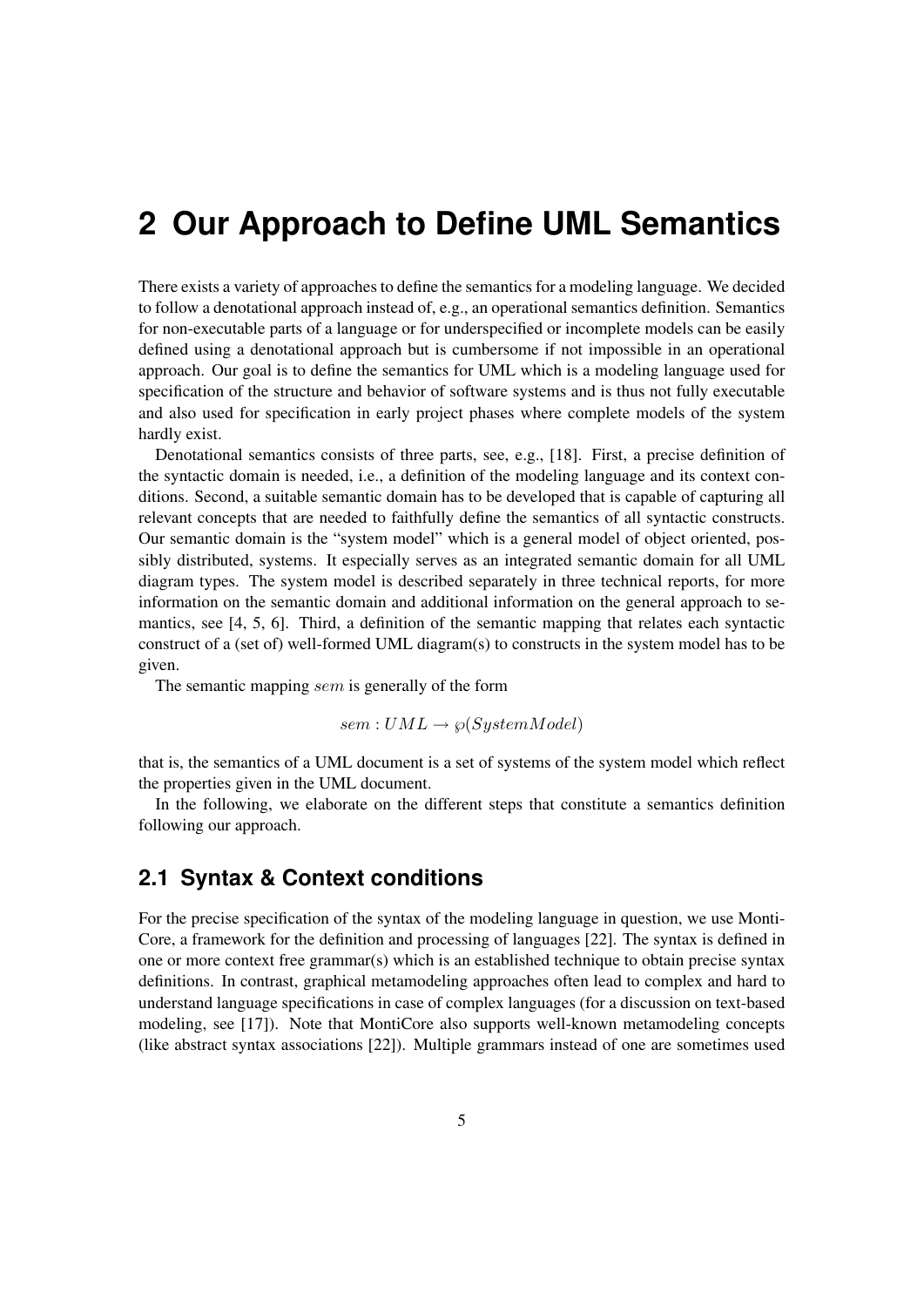# 2 Our Approach to Define UML Semantics

There exists a variety of approaches to define the semantics for a modeling language. We decided to follow a denotational approach instead of, e.g., an operational semantics definition. Semantics for non-executable parts of a language or for underspecified or incomplete models can be easily defined using a denotational approach but is cumbersome if not impossible in an operational approach. Our goal is to define the semantics for UML which is a modeling language used for specification of the structure and behavior of software systems and is thus not fully executable and also used for specification in early project phases where complete models of the system hardly exist.

Denotational semantics consists of three parts, see, e.g., [18]. First, a precise definition of the syntactic domain is needed, i.e., a definition of the modeling language and its context conditions. Second, a suitable semantic domain has to be developed that is capable of capturing all relevant concepts that are needed to faithfully define the semantics of all syntactic constructs. Our semantic domain is the "system model" which is a general model of object oriented, possibly distributed, systems. It especially serves as an integrated semantic domain for all UML diagram types. The system model is described separately in three technical reports, for more information on the semantic domain and additional information on the general approach to semantics, see [4, 5, 6]. Third, a definition of the semantic mapping that relates each syntactic construct of a (set of) well-formed UML diagram(s) to constructs in the system model has to be given.

The semantic mapping $sem$ is generally of the form

$$sem : UML \rightarrow \wp(SystemModel)$$

that is, the semantics of a UML document is a set of systems of the system model which reflect the properties given in the UML document.

In the following, we elaborate on the different steps that constitute a semantics definition following our approach.

## 2.1 Syntax & Context conditions

For the precise specification of the syntax of the modeling language in question, we use MontiCore, a framework for the definition and processing of languages [22]. The syntax is defined in one or more context free grammar(s) which is an established technique to obtain precise syntax definitions. In contrast, graphical metamodeling approaches often lead to complex and hard to understand language specifications in case of complex languages (for a discussion on text-based modeling, see [17]). Note that MontiCore also supports well-known metamodeling concepts (like abstract syntax associations [22]). Multiple grammars instead of one are sometimes used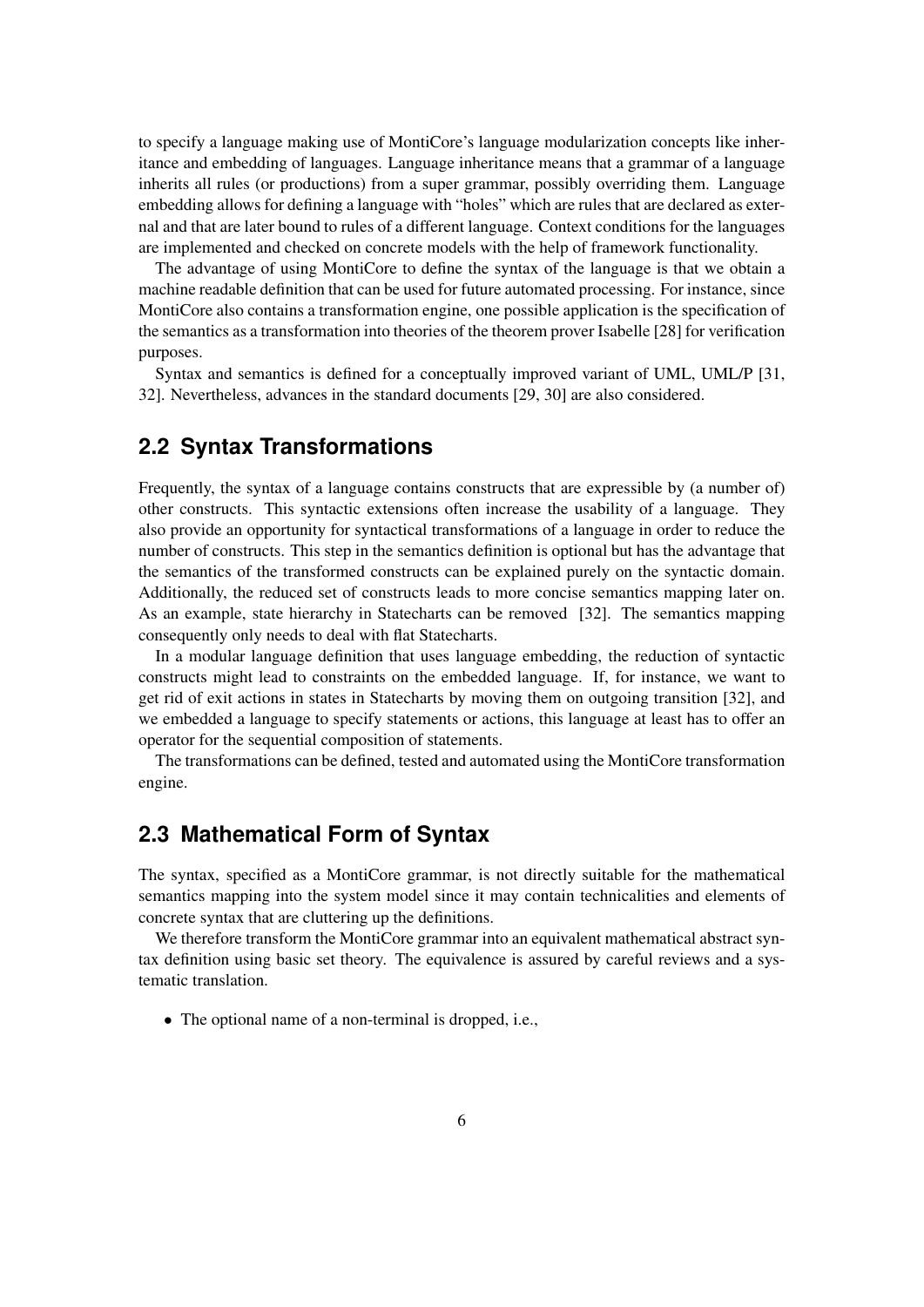to specify a language making use of MontiCore's language modularization concepts like inheritance and embedding of languages. Language inheritance means that a grammar of a language inherits all rules (or productions) from a super grammar, possibly overriding them. Language embedding allows for defining a language with "holes" which are rules that are declared as external and that are later bound to rules of a different language. Context conditions for the languages are implemented and checked on concrete models with the help of framework functionality.

The advantage of using MontiCore to define the syntax of the language is that we obtain a machine readable definition that can be used for future automated processing. For instance, since MontiCore also contains a transformation engine, one possible application is the specification of the semantics as a transformation into theories of the theorem prover Isabelle [28] for verification purposes.

Syntax and semantics is defined for a conceptually improved variant of UML, UML/P [31, 32]. Nevertheless, advances in the standard documents [29, 30] are also considered.

## 2.2 Syntax Transformations

Frequently, the syntax of a language contains constructs that are expressible by (a number of) other constructs. This syntactic extensions often increase the usability of a language. They also provide an opportunity for syntactical transformations of a language in order to reduce the number of constructs. This step in the semantics definition is optional but has the advantage that the semantics of the transformed constructs can be explained purely on the syntactic domain. Additionally, the reduced set of constructs leads to more concise semantics mapping later on. As an example, state hierarchy in Statecharts can be removed [32]. The semantics mapping consequently only needs to deal with flat Statecharts.

In a modular language definition that uses language embedding, the reduction of syntactic constructs might lead to constraints on the embedded language. If, for instance, we want to get rid of exit actions in states in Statecharts by moving them on outgoing transition [32], and we embedded a language to specify statements or actions, this language at least has to offer an operator for the sequential composition of statements.

The transformations can be defined, tested and automated using the MontiCore transformation engine.

## 2.3 Mathematical Form of Syntax

The syntax, specified as a MontiCore grammar, is not directly suitable for the mathematical semantics mapping into the system model since it may contain technicalities and elements of concrete syntax that are cluttering up the definitions.

We therefore transform the MontiCore grammar into an equivalent mathematical abstract syntax definition using basic set theory. The equivalence is assured by careful reviews and a systematic translation.

- The optional name of a non-terminal is dropped, i.e.,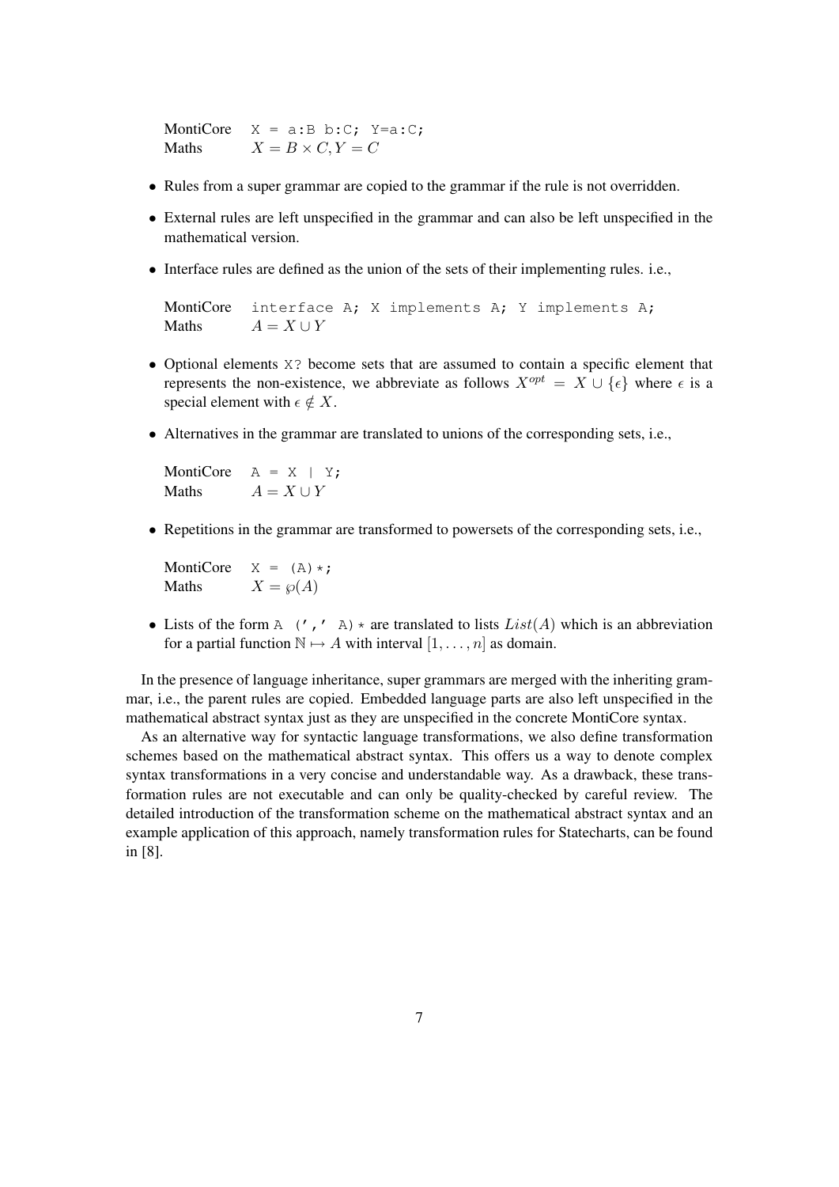MontiCore `X = a:B b:C; Y=a:C;`
Maths $X = B \times C, Y = C$

- Rules from a super grammar are copied to the grammar if the rule is not overridden.
- External rules are left unspecified in the grammar and can also be left unspecified in the mathematical version.
- Interface rules are defined as the union of the sets of their implementing rules. i.e.,

  MontiCore `interface A; X implements A; Y implements A;`
  Maths $A = X \cup Y$

- Optional elements `X?` become sets that are assumed to contain a specific element that represents the non-existence, we abbreviate as follows $X^{opt} = X \cup \{\epsilon\}$ where $\epsilon$ is a special element with $\epsilon \notin X$.
- Alternatives in the grammar are translated to unions of the corresponding sets, i.e.,

  MontiCore `A = X | Y;`
  Maths $A = X \cup Y$

- Repetitions in the grammar are transformed to powersets of the corresponding sets, i.e.,

  MontiCore `X = (A)*;`
  Maths $X = \wp(A)$

- Lists of the form `A (',' A)*` are translated to lists $List(A)$ which is an abbreviation for a partial function $\mathbb{N} \mapsto A$ with interval $[1, \ldots, n]$ as domain.

In the presence of language inheritance, super grammars are merged with the inheriting grammar, i.e., the parent rules are copied. Embedded language parts are also left unspecified in the mathematical abstract syntax just as they are unspecified in the concrete MontiCore syntax.

As an alternative way for syntactic language transformations, we also define transformation schemes based on the mathematical abstract syntax. This offers us a way to denote complex syntax transformations in a very concise and understandable way. As a drawback, these transformation rules are not executable and can only be quality-checked by careful review. The detailed introduction of the transformation scheme on the mathematical abstract syntax and an example application of this approach, namely transformation rules for Statecharts, can be found in [8].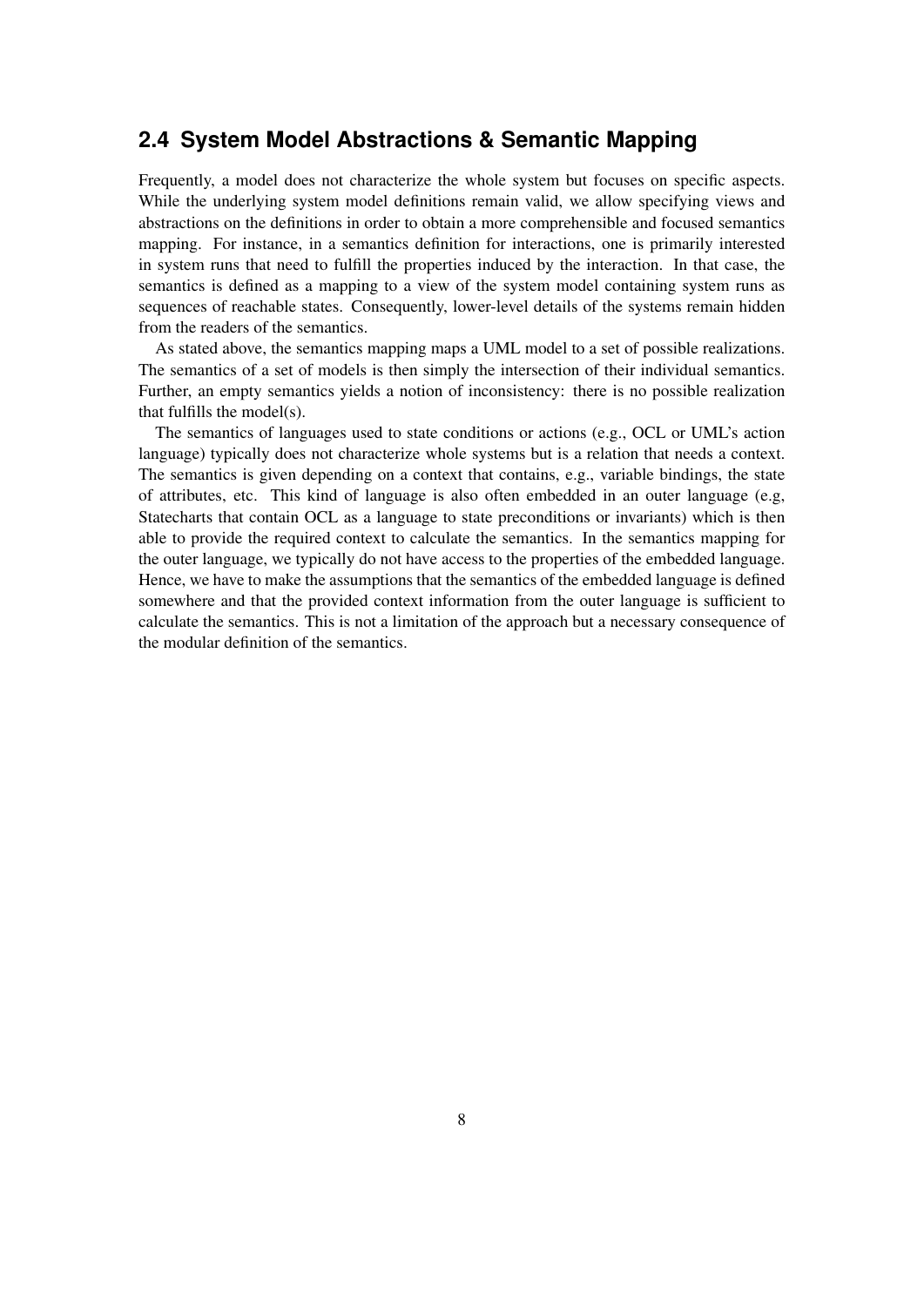## 2.4 System Model Abstractions & Semantic Mapping

Frequently, a model does not characterize the whole system but focuses on specific aspects. While the underlying system model definitions remain valid, we allow specifying views and abstractions on the definitions in order to obtain a more comprehensible and focused semantics mapping. For instance, in a semantics definition for interactions, one is primarily interested in system runs that need to fulfill the properties induced by the interaction. In that case, the semantics is defined as a mapping to a view of the system model containing system runs as sequences of reachable states. Consequently, lower-level details of the systems remain hidden from the readers of the semantics.

As stated above, the semantics mapping maps a UML model to a set of possible realizations. The semantics of a set of models is then simply the intersection of their individual semantics. Further, an empty semantics yields a notion of inconsistency: there is no possible realization that fulfills the model(s).

The semantics of languages used to state conditions or actions (e.g., OCL or UML's action language) typically does not characterize whole systems but is a relation that needs a context. The semantics is given depending on a context that contains, e.g., variable bindings, the state of attributes, etc. This kind of language is also often embedded in an outer language (e.g, Statecharts that contain OCL as a language to state preconditions or invariants) which is then able to provide the required context to calculate the semantics. In the semantics mapping for the outer language, we typically do not have access to the properties of the embedded language. Hence, we have to make the assumptions that the semantics of the embedded language is defined somewhere and that the provided context information from the outer language is sufficient to calculate the semantics. This is not a limitation of the approach but a necessary consequence of the modular definition of the semantics.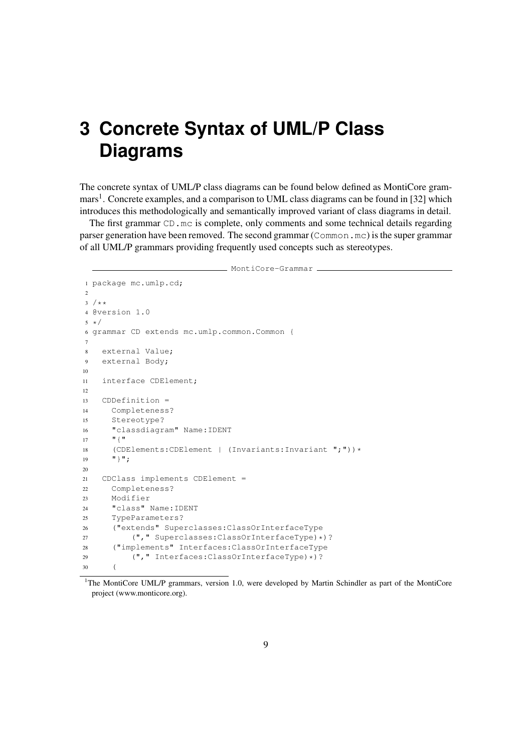# 3 Concrete Syntax of UML/P Class Diagrams

The concrete syntax of UML/P class diagrams can be found below defined as MontiCore grammars[1]. Concrete examples, and a comparison to UML class diagrams can be found in [32] which introduces this methodologically and semantically improved variant of class diagrams in detail.

The first grammar `CD.mc` is complete, only comments and some technical details regarding parser generation have been removed. The second grammar (`Common.mc`) is the super grammar of all UML/P grammars providing frequently used concepts such as stereotypes.

MontiCore-Grammar

```
1 package mc.umlp.cd;
2
3 /**
4 @version 1.0
5 */
6 grammar CD extends mc.umlp.common.Common {
7
8   external Value;
9   external Body;
10
11  interface CDElement;
12
13  CDDefinition =
14    Completeness?
15    Stereotype?
16    "classdiagram" Name:IDENT
17    "{"
18    (CDElements:CDElement | (Invariants:Invariant ";"))*
19    "}";
20
21  CDClass implements CDElement =
22    Completeness?
23    Modifier
24    "class" Name:IDENT
25    TypeParameters?
26    ("extends" Superclasses:ClassOrInterfaceType
27        ("," Superclasses:ClassOrInterfaceType)*)?
28    ("implements" Interfaces:ClassOrInterfaceType
29        ("," Interfaces:ClassOrInterfaceType)*)?
30    (
```

[1] The MontiCore UML/P grammars, version 1.0, were developed by Martin Schindler as part of the MontiCore project (www.monticore.org).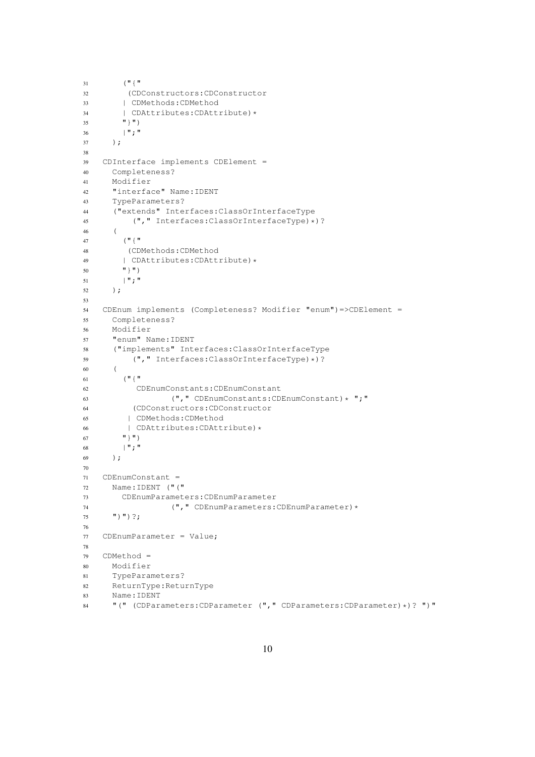```
31      ("{"
32       (CDConstructors:CDConstructor
33      | CDMethods:CDMethod
34      | CDAttributes:CDAttribute)*
35      "}")
36      |";"
37    );
38
39  CDInterface implements CDElement =
40    Completeness?
41    Modifier
42    "interface" Name:IDENT
43    TypeParameters?
44    ("extends" Interfaces:ClassOrInterfaceType
45        ("," Interfaces:ClassOrInterfaceType)*)?
46    (
47      ("{"
48       (CDMethods:CDMethod
49      | CDAttributes:CDAttribute)*
50      "}")
51      |";"
52    );
53
54  CDEnum implements (Completeness? Modifier "enum")=>CDElement =
55    Completeness?
56    Modifier
57    "enum" Name:IDENT
58    ("implements" Interfaces:ClassOrInterfaceType
59        ("," Interfaces:ClassOrInterfaceType)*)?
60    (
61      ("{"
62        CDEnumConstants:CDEnumConstant
63              ("," CDEnumConstants:CDEnumConstant)* ";"
64       (CDConstructors:CDConstructor
65      | CDMethods:CDMethod
66      | CDAttributes:CDAttribute)*
67      "}")
68      |";"
69    );
70
71  CDEnumConstant =
72    Name:IDENT ("("
73      CDEnumParameters:CDEnumParameter
74              ("," CDEnumParameters:CDEnumParameter)*
75    ")")?;
76
77  CDEnumParameter = Value;
78
79  CDMethod =
80    Modifier
81    TypeParameters?
82    ReturnType:ReturnType
83    Name:IDENT
84    "(" (CDParameters:CDParameter ("," CDParameters:CDParameter)*)? ")"
```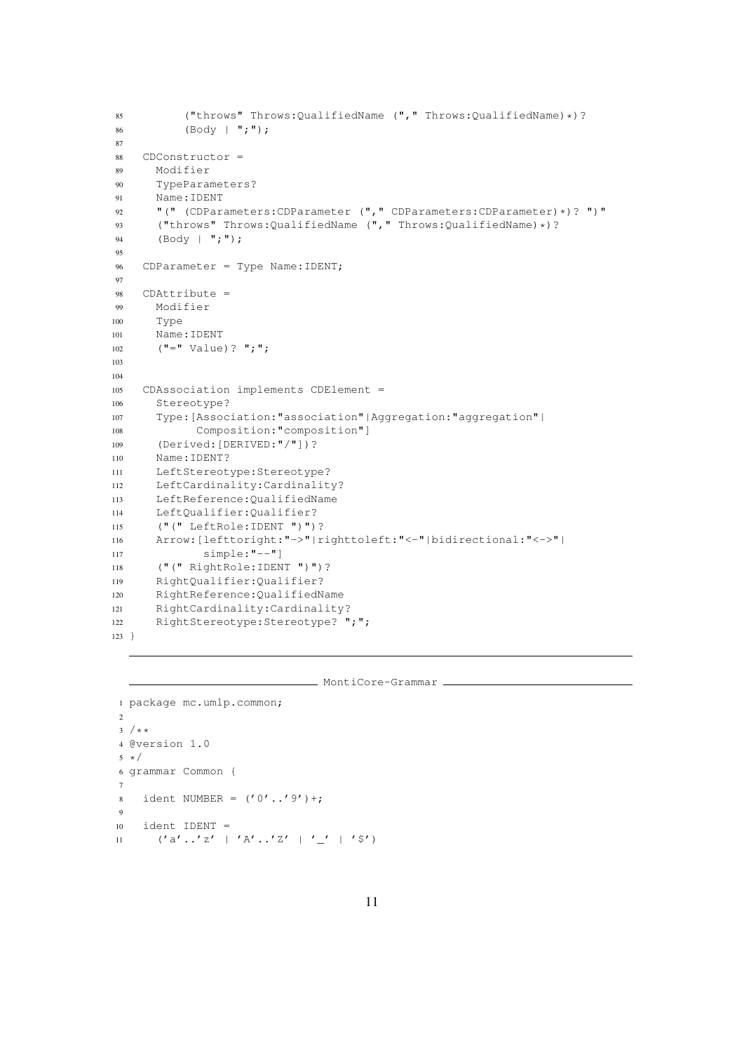```
85        ("throws" Throws:QualifiedName ("," Throws:QualifiedName)*)?
86        (Body | ";");
87
88  CDConstructor =
89    Modifier
90    TypeParameters?
91    Name:IDENT
92    "(" (CDParameters:CDParameter ("," CDParameters:CDParameter)*)? ")"
93    ("throws" Throws:QualifiedName ("," Throws:QualifiedName)*)?
94    (Body | ";");
95
96  CDParameter = Type Name:IDENT;
97
98  CDAttribute =
99    Modifier
100   Type
101   Name:IDENT
102   ("=" Value)? ";";
103
104
105 CDAssociation implements CDElement =
106   Stereotype?
107   Type:[Association:"association"|Aggregation:"aggregation"|
108         Composition:"composition"]
109   (Derived:[DERIVED:"/"])?
110   Name:IDENT?
111   LeftStereotype:Stereotype?
112   LeftCardinality:Cardinality?
113   LeftReference:QualifiedName
114   LeftQualifier:Qualifier?
115   ("(" LeftRole:IDENT ")")?
116   Arrow:[lefttoright:"->"|righttoleft:"<-"|bidirectional:"<->"|
117          simple:"--"]
118   ("(" RightRole:IDENT ")")?
119   RightQualifier:Qualifier?
120   RightReference:QualifiedName
121   RightCardinality:Cardinality?
122   RightStereotype:Stereotype? ";";
123 }
```

MontiCore-Grammar

```
1 package mc.umlp.common;
2
3 /**
4 @version 1.0
5 */
6 grammar Common {
7
8   ident NUMBER = ('0'..'9')+;
9
10  ident IDENT =
11    ('a'..'z' | 'A'..'Z' | '_' | '$')
```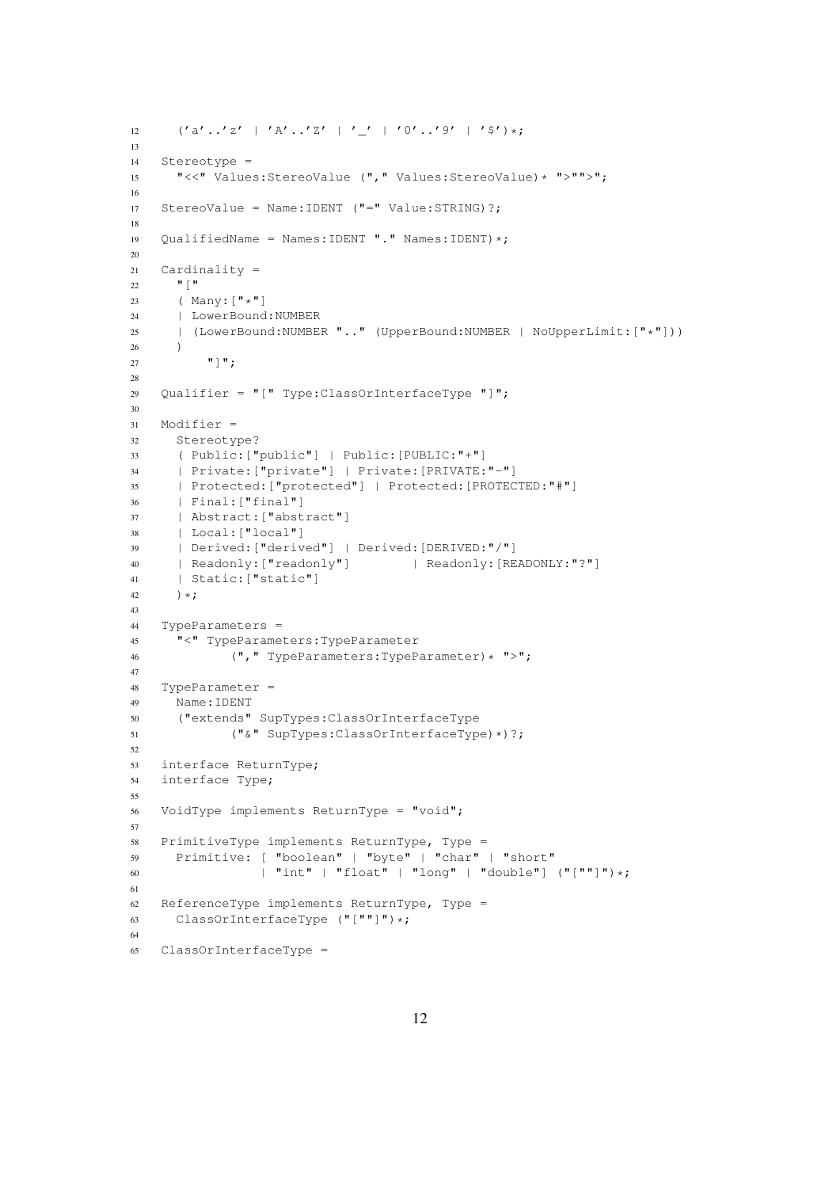```
12    ('a'..'z' | 'A'..'Z' | '_' | '0'..'9' | '$')*;
13
14  Stereotype =
15    "<<" Values:StereoValue ("," Values:StereoValue)* ">"">";
16
17  StereoValue = Name:IDENT ("=" Value:STRING)?;
18
19  QualifiedName = Names:IDENT "." Names:IDENT)*;
20
21  Cardinality =
22    "["
23    ( Many:["*"]
24    | LowerBound:NUMBER
25    | (LowerBound:NUMBER ".." (UpperBound:NUMBER | NoUpperLimit:["*"]))
26    )
27        "]";
28
29  Qualifier = "[" Type:ClassOrInterfaceType "]";
30
31  Modifier =
32    Stereotype?
33    ( Public:["public"] | Public:[PUBLIC:"+"]
34    | Private:["private"] | Private:[PRIVATE:"-"]
35    | Protected:["protected"] | Protected:[PROTECTED:"#"]
36    | Final:["final"]
37    | Abstract:["abstract"]
38    | Local:["local"]
39    | Derived:["derived"] | Derived:[DERIVED:"/"]
40    | Readonly:["readonly"]        | Readonly:[READONLY:"?"]
41    | Static:["static"]
42    )*;
43
44  TypeParameters =
45    "<" TypeParameters:TypeParameter
46          ("," TypeParameters:TypeParameter)* ">";
47
48  TypeParameter =
49    Name:IDENT
50    ("extends" SupTypes:ClassOrInterfaceType
51          ("&" SupTypes:ClassOrInterfaceType)*)?;
52
53  interface ReturnType;
54  interface Type;
55
56  VoidType implements ReturnType = "void";
57
58  PrimitiveType implements ReturnType, Type =
59    Primitive: [ "boolean" | "byte" | "char" | "short"
60              | "int" | "float" | "long" | "double"] ("[""]")*;
61
62  ReferenceType implements ReturnType, Type =
63    ClassOrInterfaceType ("[""]")*;
64
65  ClassOrInterfaceType =
```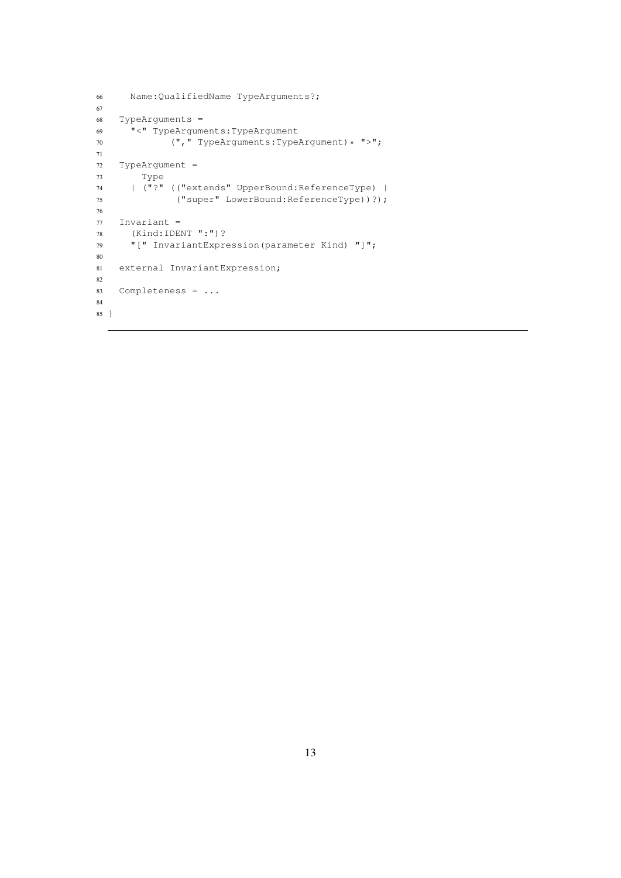```
66      Name:QualifiedName TypeArguments?;
67
68    TypeArguments =
69      "<" TypeArguments:TypeArgument
70            ("," TypeArguments:TypeArgument)* ">";
71
72    TypeArgument =
73        Type
74      | ("?" (("extends" UpperBound:ReferenceType) |
75              ("super" LowerBound:ReferenceType))?);
76
77    Invariant =
78      (Kind:IDENT ":")?
79      "[" InvariantExpression(parameter Kind) "]";
80
81    external InvariantExpression;
82
83    Completeness = ...
84
85  }
```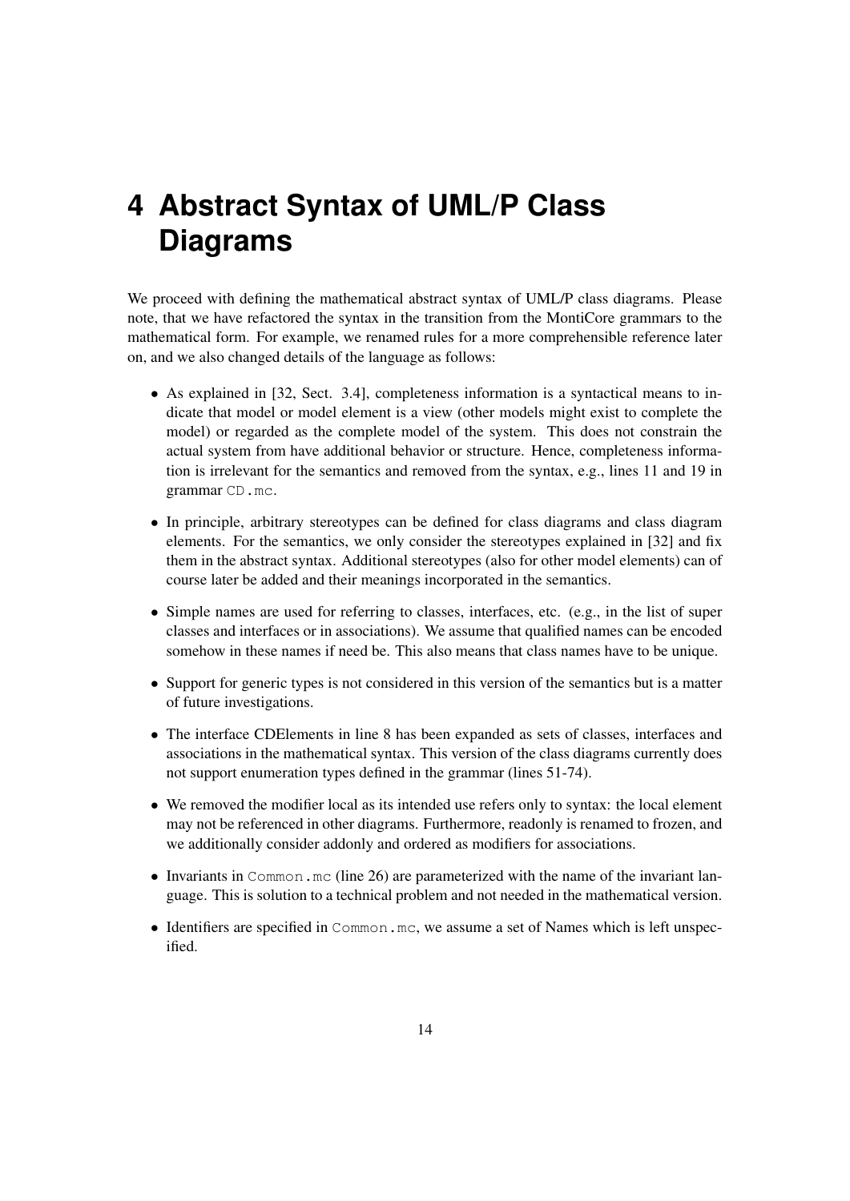# 4 Abstract Syntax of UML/P Class Diagrams

We proceed with defining the mathematical abstract syntax of UML/P class diagrams. Please note, that we have refactored the syntax in the transition from the MontiCore grammars to the mathematical form. For example, we renamed rules for a more comprehensible reference later on, and we also changed details of the language as follows:

- As explained in [32, Sect. 3.4], completeness information is a syntactical means to indicate that model or model element is a view (other models might exist to complete the model) or regarded as the complete model of the system. This does not constrain the actual system from have additional behavior or structure. Hence, completeness information is irrelevant for the semantics and removed from the syntax, e.g., lines 11 and 19 in grammar `CD.mc`.
- In principle, arbitrary stereotypes can be defined for class diagrams and class diagram elements. For the semantics, we only consider the stereotypes explained in [32] and fix them in the abstract syntax. Additional stereotypes (also for other model elements) can of course later be added and their meanings incorporated in the semantics.
- Simple names are used for referring to classes, interfaces, etc. (e.g., in the list of super classes and interfaces or in associations). We assume that qualified names can be encoded somehow in these names if need be. This also means that class names have to be unique.
- Support for generic types is not considered in this version of the semantics but is a matter of future investigations.
- The interface CDElements in line 8 has been expanded as sets of classes, interfaces and associations in the mathematical syntax. This version of the class diagrams currently does not support enumeration types defined in the grammar (lines 51-74).
- We removed the modifier local as its intended use refers only to syntax: the local element may not be referenced in other diagrams. Furthermore, readonly is renamed to frozen, and we additionally consider addonly and ordered as modifiers for associations.
- Invariants in `Common.mc` (line 26) are parameterized with the name of the invariant language. This is solution to a technical problem and not needed in the mathematical version.
- Identifiers are specified in `Common.mc`, we assume a set of Names which is left unspecified.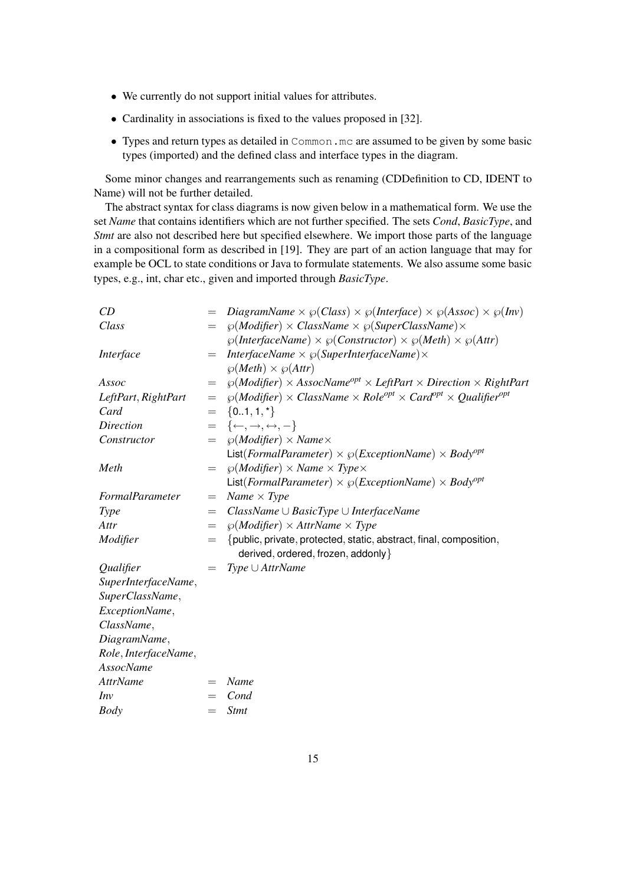- We currently do not support initial values for attributes.
- Cardinality in associations is fixed to the values proposed in [32].
- Types and return types as detailed in `Common.mc` are assumed to be given by some basic types (imported) and the defined class and interface types in the diagram.

Some minor changes and rearrangements such as renaming (CDDefinition to CD, IDENT to Name) will not be further detailed.

The abstract syntax for class diagrams is now given below in a mathematical form. We use the set *Name* that contains identifiers which are not further specified. The sets *Cond*, *BasicType*, and *Stmt* are also not described here but specified elsewhere. We import those parts of the language in a compositional form as described in [19]. They are part of an action language that may for example be OCL to state conditions or Java to formulate statements. We also assume some basic types, e.g., int, char etc., given and imported through *BasicType*.

$$
\begin{array}{lcl}
\mathit{CD} & = & \mathit{DiagramName} \times \wp(\mathit{Class}) \times \wp(\mathit{Interface}) \times \wp(\mathit{Assoc}) \times \wp(\mathit{Inv}) \\
\mathit{Class} & = & \wp(\mathit{Modifier}) \times \mathit{ClassName} \times \wp(\mathit{SuperClassName}) \times \\
& & \wp(\mathit{InterfaceName}) \times \wp(\mathit{Constructor}) \times \wp(\mathit{Meth}) \times \wp(\mathit{Attr}) \\
\mathit{Interface} & = & \mathit{InterfaceName} \times \wp(\mathit{SuperInterfaceName}) \times \\
& & \wp(\mathit{Meth}) \times \wp(\mathit{Attr}) \\
\mathit{Assoc} & = & \wp(\mathit{Modifier}) \times \mathit{AssocName}^{opt} \times \mathit{LeftPart} \times \mathit{Direction} \times \mathit{RightPart} \\
\mathit{LeftPart}, \mathit{RightPart} & = & \wp(\mathit{Modifier}) \times \mathit{ClassName} \times \mathit{Role}^{opt} \times \mathit{Card}^{opt} \times \mathit{Qualifier}^{opt} \\
\mathit{Card} & = & \{\mathsf{0..1}, \mathsf{1}, \mathsf{*}\} \\
\mathit{Direction} & = & \{\leftarrow, \rightarrow, \leftrightarrow, -\} \\
\mathit{Constructor} & = & \wp(\mathit{Modifier}) \times \mathit{Name} \times \\
& & \mathsf{List}(\mathit{FormalParameter}) \times \wp(\mathit{ExceptionName}) \times \mathit{Body}^{opt} \\
\mathit{Meth} & = & \wp(\mathit{Modifier}) \times \mathit{Name} \times \mathit{Type} \times \\
& & \mathsf{List}(\mathit{FormalParameter}) \times \wp(\mathit{ExceptionName}) \times \mathit{Body}^{opt} \\
\mathit{FormalParameter} & = & \mathit{Name} \times \mathit{Type} \\
\mathit{Type} & = & \mathit{ClassName} \cup \mathit{BasicType} \cup \mathit{InterfaceName} \\
\mathit{Attr} & = & \wp(\mathit{Modifier}) \times \mathit{AttrName} \times \mathit{Type} \\
\mathit{Modifier} & = & \{\mathsf{public}, \mathsf{private}, \mathsf{protected}, \mathsf{static}, \mathsf{abstract}, \mathsf{final}, \mathsf{composition}, \\
& & \quad \mathsf{derived}, \mathsf{ordered}, \mathsf{frozen}, \mathsf{addonly}\} \\
\mathit{Qualifier} & = & \mathit{Type} \cup \mathit{AttrName} \\
\mathit{SuperInterfaceName}, & & \\
\mathit{SuperClassName}, & & \\
\mathit{ExceptionName}, & & \\
\mathit{ClassName}, & & \\
\mathit{DiagramName}, & & \\
\mathit{Role}, \mathit{InterfaceName}, & & \\
\mathit{AssocName} & & \\
\mathit{AttrName} & = & \mathit{Name} \\
\mathit{Inv} & = & \mathit{Cond} \\
\mathit{Body} & = & \mathit{Stmt}
\end{array}
$$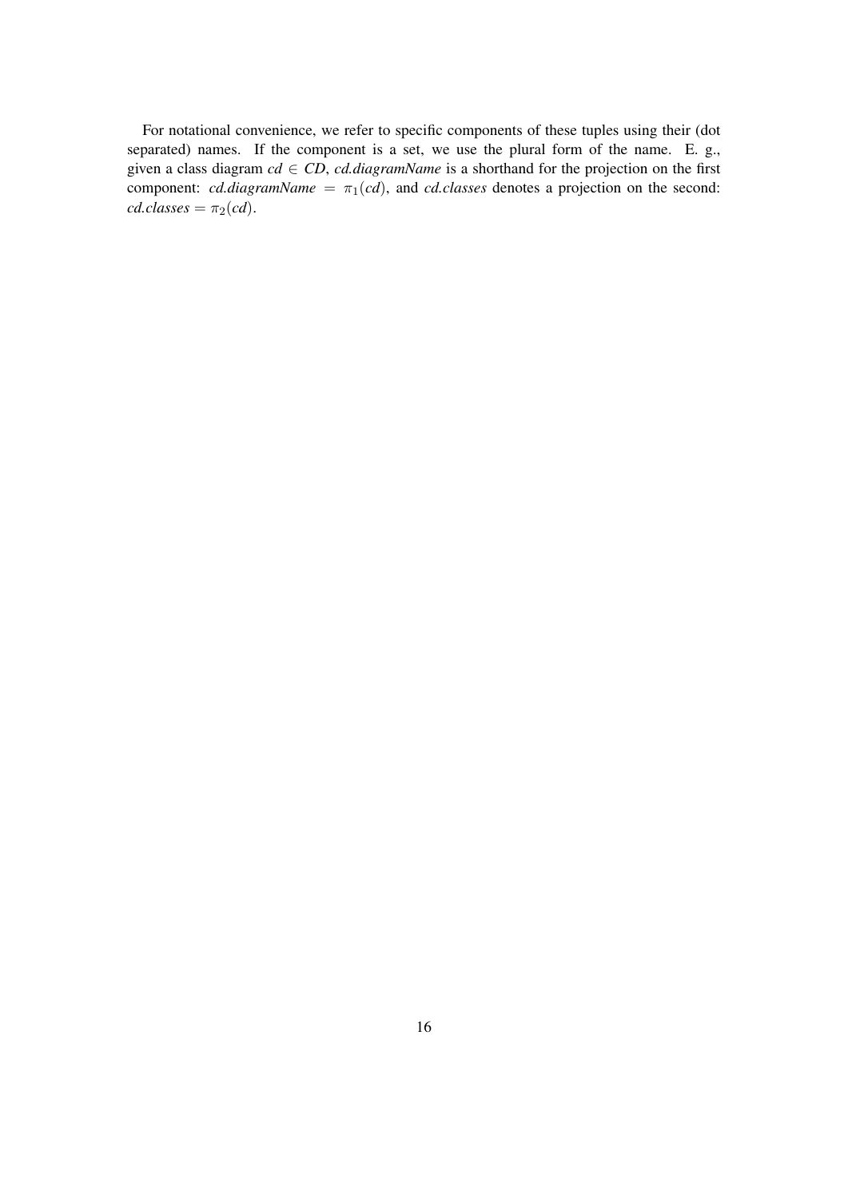For notational convenience, we refer to specific components of these tuples using their (dot separated) names. If the component is a set, we use the plural form of the name. E. g., given a class diagram $cd \in CD$, *cd.diagramName* is a shorthand for the projection on the first component: $cd.diagramName = \pi_1(cd)$, and *cd.classes* denotes a projection on the second: $cd.classes = \pi_2(cd)$.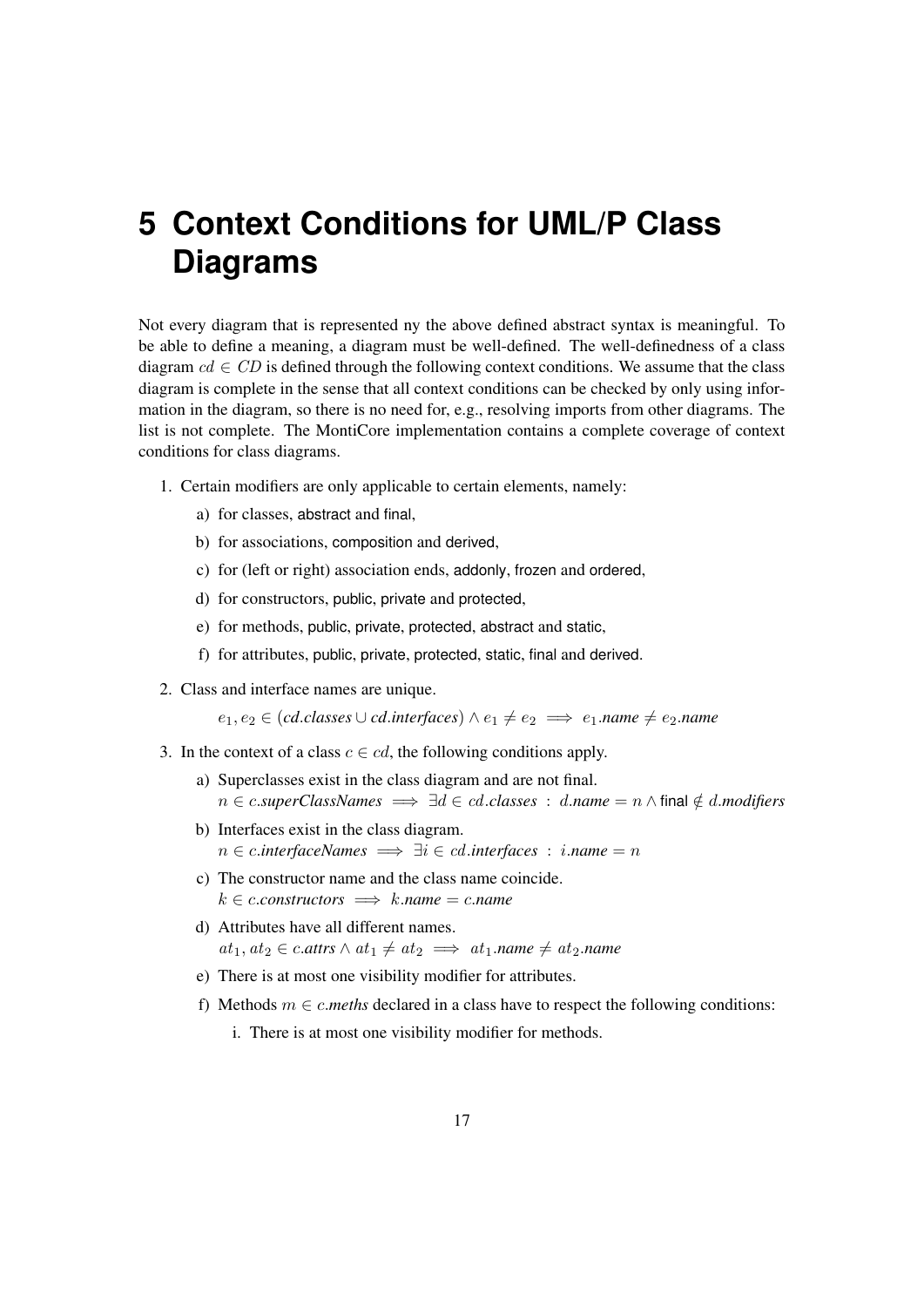# 5 Context Conditions for UML/P Class Diagrams

Not every diagram that is represented ny the above defined abstract syntax is meaningful. To be able to define a meaning, a diagram must be well-defined. The well-definedness of a class diagram $cd \in CD$ is defined through the following context conditions. We assume that the class diagram is complete in the sense that all context conditions can be checked by only using information in the diagram, so there is no need for, e.g., resolving imports from other diagrams. The list is not complete. The MontiCore implementation contains a complete coverage of context conditions for class diagrams.

1. Certain modifiers are only applicable to certain elements, namely:
   a) for classes, abstract and final,
   b) for associations, composition and derived,
   c) for (left or right) association ends, addonly, frozen and ordered,
   d) for constructors, public, private and protected,
   e) for methods, public, private, protected, abstract and static,
   f) for attributes, public, private, protected, static, final and derived.
2. Class and interface names are unique.

   $e_1, e_2 \in (\mathit{cd.classes} \cup \mathit{cd.interfaces}) \wedge e_1 \neq e_2 \implies e_1.\mathit{name} \neq e_2.\mathit{name}$
3. In the context of a class $c \in cd$, the following conditions apply.
   a) Superclasses exist in the class diagram and are not final.
      $n \in c.\mathit{superClassNames} \implies \exists d \in cd.\mathit{classes} : d.\mathit{name} = n \wedge \mathsf{final} \notin d.\mathit{modifiers}$
   b) Interfaces exist in the class diagram.
      $n \in c.\mathit{interfaceNames} \implies \exists i \in cd.\mathit{interfaces} : i.\mathit{name} = n$
   c) The constructor name and the class name coincide.
      $k \in c.\mathit{constructors} \implies k.\mathit{name} = c.\mathit{name}$
   d) Attributes have all different names.
      $at_1, at_2 \in c.\mathit{attrs} \wedge at_1 \neq at_2 \implies at_1.\mathit{name} \neq at_2.\mathit{name}$
   e) There is at most one visibility modifier for attributes.
   f) Methods $m \in c.\mathit{meths}$ declared in a class have to respect the following conditions:
      i. There is at most one visibility modifier for methods.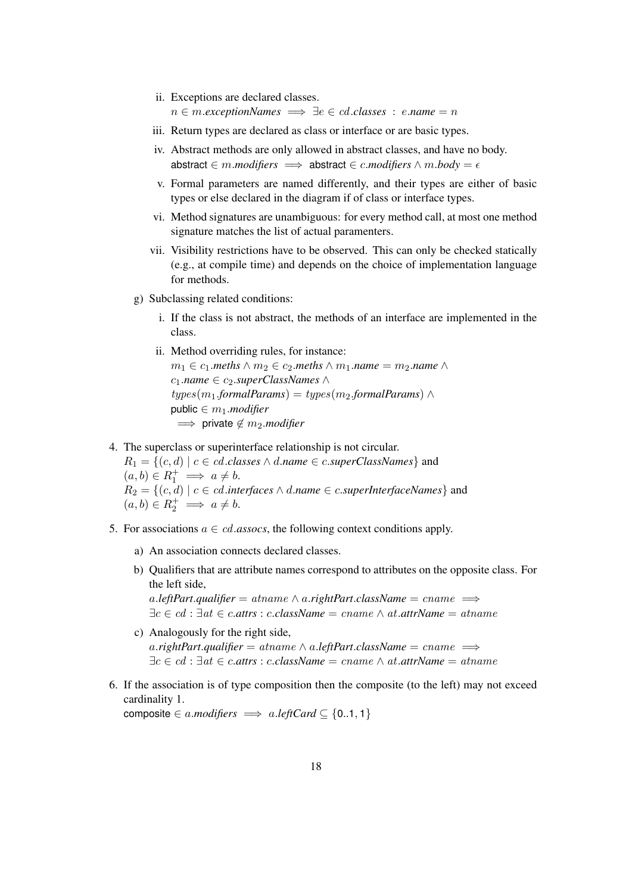ii. Exceptions are declared classes.
$n \in m.\textit{exceptionNames} \implies \exists e \in cd.\textit{classes} \; : \; e.\textit{name} = n$

iii. Return types are declared as class or interface or are basic types.

iv. Abstract methods are only allowed in abstract classes, and have no body.
$\textsf{abstract} \in m.\textit{modifiers} \implies \textsf{abstract} \in c.\textit{modifiers} \wedge m.\textit{body} = \epsilon$

v. Formal parameters are named differently, and their types are either of basic types or else declared in the diagram if of class or interface types.

vi. Method signatures are unambiguous: for every method call, at most one method signature matches the list of actual paramenters.

vii. Visibility restrictions have to be observed. This can only be checked statically (e.g., at compile time) and depends on the choice of implementation language for methods.

g) Subclassing related conditions:

i. If the class is not abstract, the methods of an interface are implemented in the class.

ii. Method overriding rules, for instance:
$m_1 \in c_1.\textit{meths} \wedge m_2 \in c_2.\textit{meths} \wedge m_1.\textit{name} = m_2.\textit{name} \wedge$
$c_1.\textit{name} \in c_2.\textit{superClassNames} \wedge$
$types(m_1.\textit{formalParams}) = types(m_2.\textit{formalParams}) \wedge$
$\textsf{public} \in m_1.\textit{modifier}$
$\implies \textsf{private} \notin m_2.\textit{modifier}$

4. The superclass or superinterface relationship is not circular.
$R_1 = \{(c, d) \mid c \in cd.\textit{classes} \wedge d.\textit{name} \in c.\textit{superClassNames}\}$ and
$(a, b) \in R_1^+ \implies a \neq b$.
$R_2 = \{(c, d) \mid c \in cd.\textit{interfaces} \wedge d.\textit{name} \in c.\textit{superInterfaceNames}\}$ and
$(a, b) \in R_2^+ \implies a \neq b$.

5. For associations $a \in cd.\textit{assocs}$, the following context conditions apply.

a) An association connects declared classes.

b) Qualifiers that are attribute names correspond to attributes on the opposite class. For the left side,
$a.\textit{leftPart}.\textit{qualifier} = atname \wedge a.\textit{rightPart}.\textit{className} = cname \implies$
$\exists c \in cd : \exists at \in c.\textit{attrs} : c.\textit{className} = cname \wedge at.\textit{attrName} = atname$

c) Analogously for the right side,
$a.\textit{rightPart}.\textit{qualifier} = atname \wedge a.\textit{leftPart}.\textit{className} = cname \implies$
$\exists c \in cd : \exists at \in c.\textit{attrs} : c.\textit{className} = cname \wedge at.\textit{attrName} = atname$

6. If the association is of type composition then the composite (to the left) may not exceed cardinality 1.
$\textsf{composite} \in a.\textit{modifiers} \implies a.\textit{leftCard} \subseteq \{\textsf{0..1}, \textsf{1}\}$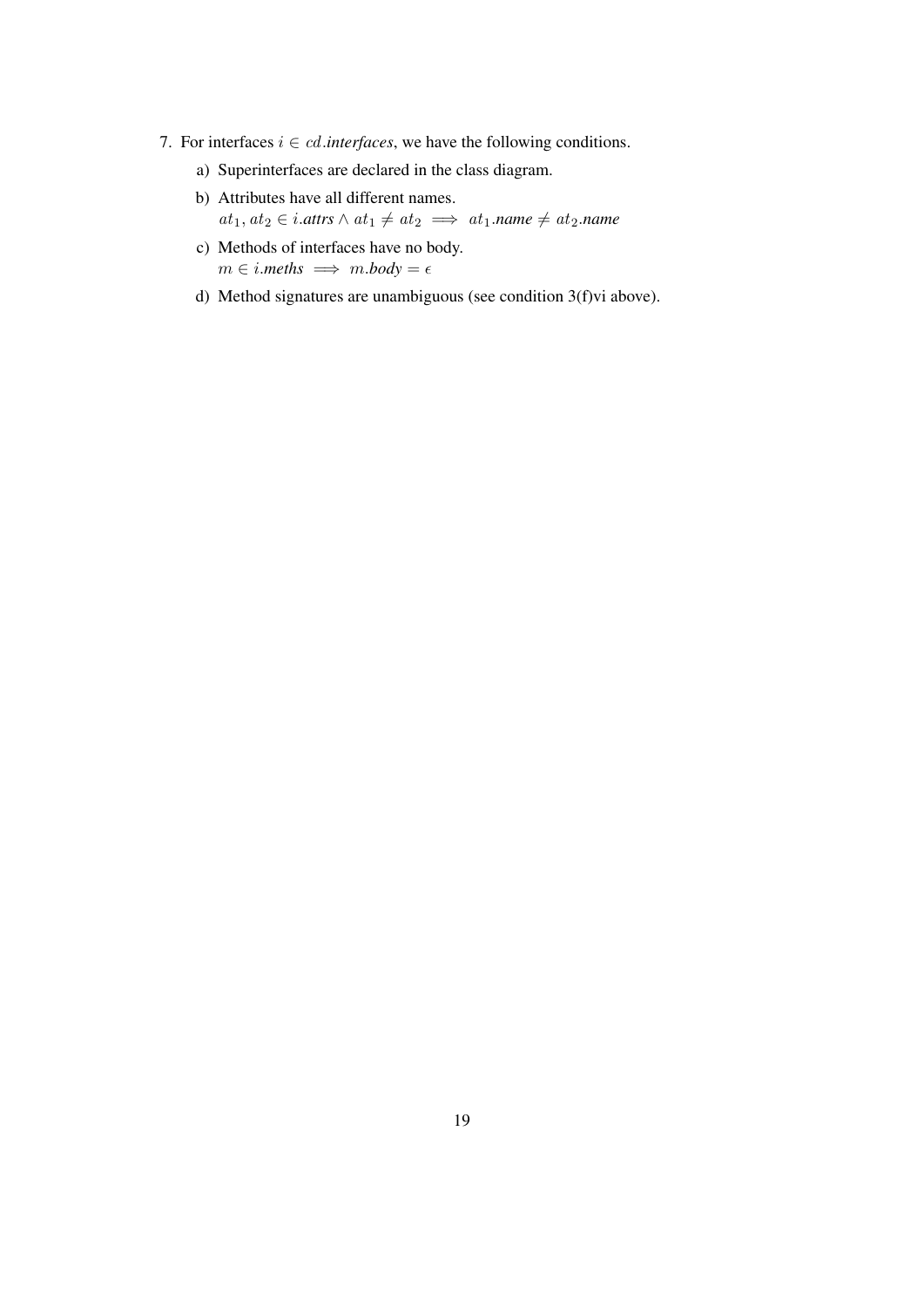7. For interfaces $i \in cd.\mathit{interfaces}$, we have the following conditions.

   a) Superinterfaces are declared in the class diagram.

   b) Attributes have all different names.
   $at_1, at_2 \in i.\mathit{attrs} \wedge at_1 \neq at_2 \implies at_1.\mathit{name} \neq at_2.\mathit{name}$

   c) Methods of interfaces have no body.
   $m \in i.\mathit{meths} \implies m.\mathit{body} = \epsilon$

   d) Method signatures are unambiguous (see condition 3(f)vi above).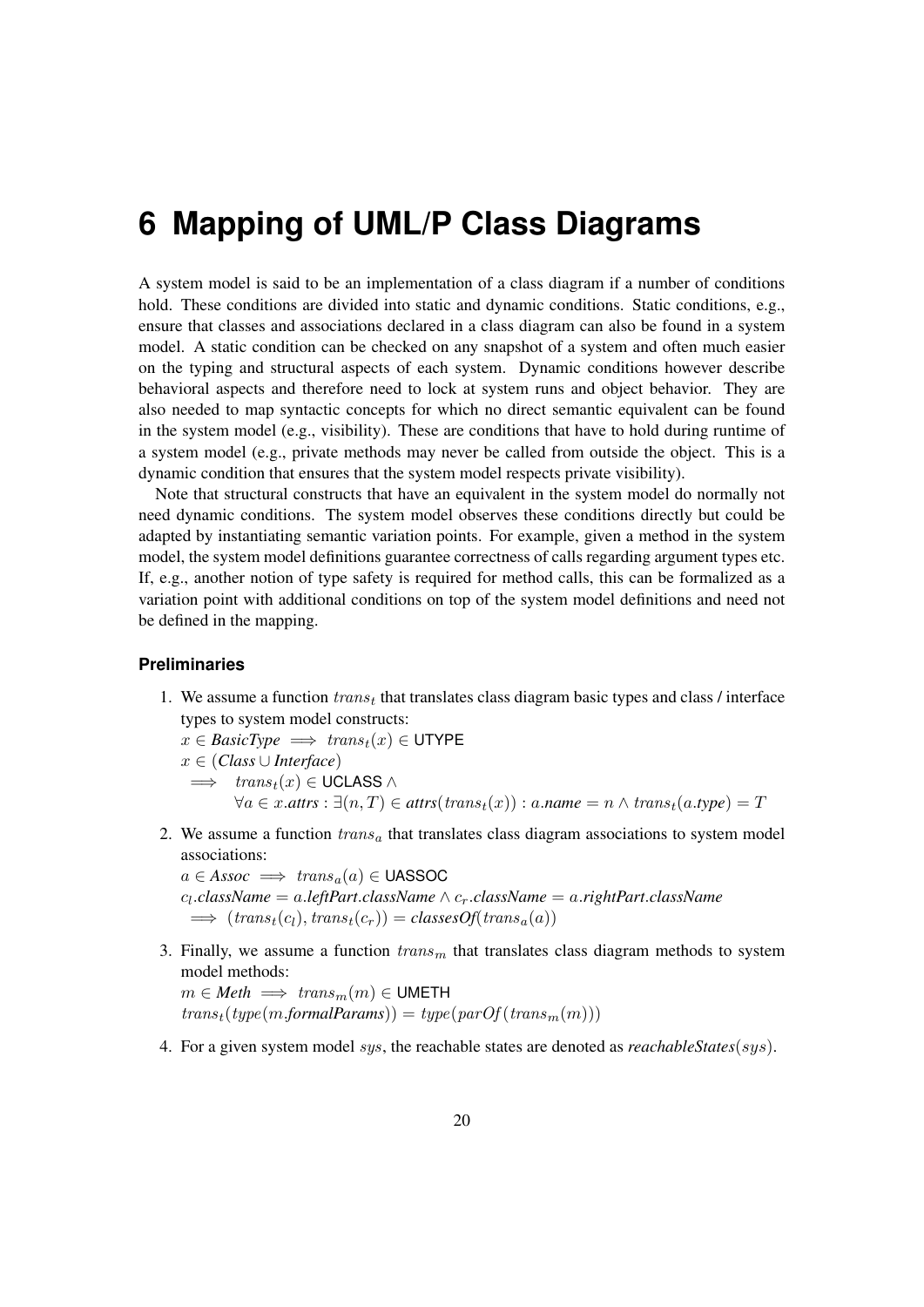# 6 Mapping of UML/P Class Diagrams

A system model is said to be an implementation of a class diagram if a number of conditions hold. These conditions are divided into static and dynamic conditions. Static conditions, e.g., ensure that classes and associations declared in a class diagram can also be found in a system model. A static condition can be checked on any snapshot of a system and often much easier on the typing and structural aspects of each system. Dynamic conditions however describe behavioral aspects and therefore need to lock at system runs and object behavior. They are also needed to map syntactic concepts for which no direct semantic equivalent can be found in the system model (e.g., visibility). These are conditions that have to hold during runtime of a system model (e.g., private methods may never be called from outside the object. This is a dynamic condition that ensures that the system model respects private visibility).

Note that structural constructs that have an equivalent in the system model do normally not need dynamic conditions. The system model observes these conditions directly but could be adapted by instantiating semantic variation points. For example, given a method in the system model, the system model definitions guarantee correctness of calls regarding argument types etc. If, e.g., another notion of type safety is required for method calls, this can be formalized as a variation point with additional conditions on top of the system model definitions and need not be defined in the mapping.

### Preliminaries

1. We assume a function $trans_t$ that translates class diagram basic types and class / interface types to system model constructs:
   $x \in \textit{BasicType} \implies trans_t(x) \in \mathsf{UTYPE}$
   $x \in (\textit{Class} \cup \textit{Interface})$
   $\implies \quad trans_t(x) \in \mathsf{UCLASS} \land$
   $\qquad \forall a \in x.\textit{attrs} : \exists (n, T) \in \textit{attrs}(trans_t(x)) : a.\textit{name} = n \land trans_t(a.\textit{type}) = T$

2. We assume a function $trans_a$ that translates class diagram associations to system model associations:
   $a \in \textit{Assoc} \implies trans_a(a) \in \mathsf{UASSOC}$
   $c_l.\textit{className} = a.\textit{leftPart}.\textit{className} \land c_r.\textit{className} = a.\textit{rightPart}.\textit{className}$
   $\implies (trans_t(c_l), trans_t(c_r)) = \textit{classesOf}(trans_a(a))$

3. Finally, we assume a function $trans_m$ that translates class diagram methods to system model methods:
   $m \in \textit{Meth} \implies trans_m(m) \in \mathsf{UMETH}$
   $trans_t(type(m.\textit{formalParams})) = type(parOf(trans_m(m)))$

4. For a given system model $sys$, the reachable states are denoted as $\textit{reachableStates}(sys)$.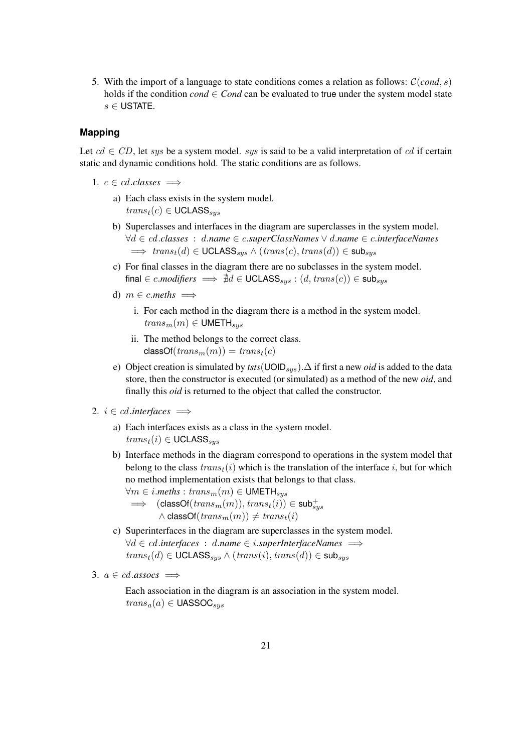5. With the import of a language to state conditions comes a relation as follows: $\mathcal{C}(cond, s)$ holds if the condition $cond \in Cond$ can be evaluated to true under the system model state $s \in \mathsf{USTATE}$.

### Mapping

Let $cd \in CD$, let $sys$ be a system model. $sys$ is said to be a valid interpretation of $cd$ if certain static and dynamic conditions hold. The static conditions are as follows.

1. $c \in cd.\mathit{classes} \implies$
   a) Each class exists in the system model.
   $trans_t(c) \in \mathsf{UCLASS}_{sys}$
   b) Superclasses and interfaces in the diagram are superclasses in the system model.
   $\forall d \in cd.\mathit{classes} \ : \ d.\mathit{name} \in c.\mathit{superClassNames} \vee d.\mathit{name} \in c.\mathit{interfaceNames}$
   $\implies trans_t(d) \in \mathsf{UCLASS}_{sys} \wedge (trans(c), trans(d)) \in \mathsf{sub}_{sys}$
   c) For final classes in the diagram there are no subclasses in the system model.
   $\mathsf{final} \in c.\mathit{modifiers} \implies \nexists d \in \mathsf{UCLASS}_{sys} : (d, trans(c)) \in \mathsf{sub}_{sys}$
   d) $m \in c.\mathit{meths} \implies$
      i. For each method in the diagram there is a method in the system model.
      $trans_m(m) \in \mathsf{UMETH}_{sys}$
      ii. The method belongs to the correct class.
      $\mathsf{classOf}(trans_m(m)) = trans_t(c)$
   e) Object creation is simulated by $\mathit{tsts}(\mathsf{UOID}_{sys}).\Delta$ if first a new *oid* is added to the data store, then the constructor is executed (or simulated) as a method of the new *oid*, and finally this *oid* is returned to the object that called the constructor.

2. $i \in cd.\mathit{interfaces} \implies$
   a) Each interfaces exists as a class in the system model.
   $trans_t(i) \in \mathsf{UCLASS}_{sys}$
   b) Interface methods in the diagram correspond to operations in the system model that belong to the class $trans_t(i)$ which is the translation of the interface $i$, but for which no method implementation exists that belongs to that class.
   $\forall m \in i.\mathit{meths} : trans_m(m) \in \mathsf{UMETH}_{sys}$
   $\implies (\mathsf{classOf}(trans_m(m)), trans_t(i)) \in \mathsf{sub}^{+}_{sys}$
   $\wedge\, \mathsf{classOf}(trans_m(m)) \neq trans_t(i)$
   c) Superinterfaces in the diagram are superclasses in the system model.
   $\forall d \in cd.\mathit{interfaces} \ : \ d.\mathit{name} \in i.\mathit{superInterfaceNames} \implies$
   $trans_t(d) \in \mathsf{UCLASS}_{sys} \wedge (trans(i), trans(d)) \in \mathsf{sub}_{sys}$

3. $a \in cd.\mathit{assocs} \implies$

   Each association in the diagram is an association in the system model.
   $trans_a(a) \in \mathsf{UASSOC}_{sys}$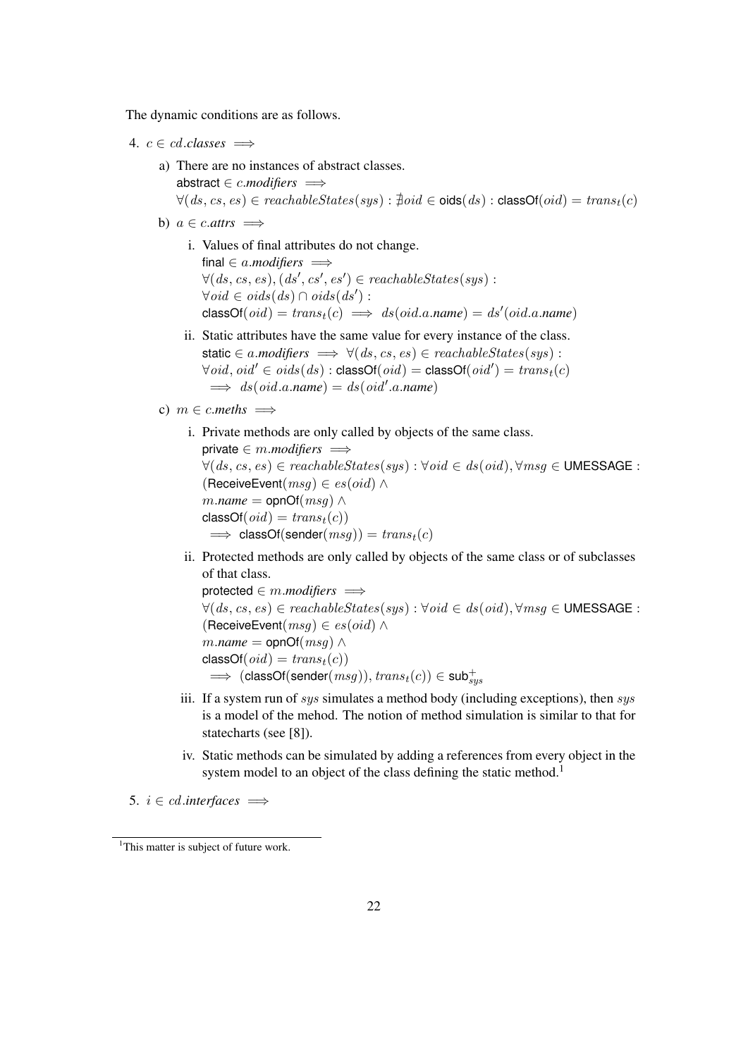The dynamic conditions are as follows.

4. $c \in cd.\textit{classes} \implies$

   a) There are no instances of abstract classes.
      $\mathsf{abstract} \in c.\textit{modifiers} \implies$
      $\forall (ds, cs, es) \in reachableStates(sys) : \nexists oid \in \mathsf{oids}(ds) : \mathsf{classOf}(oid) = trans_t(c)$

   b) $a \in c.\textit{attrs} \implies$

      i. Values of final attributes do not change.
         $\mathsf{final} \in a.\textit{modifiers} \implies$
         $\forall (ds, cs, es), (ds', cs', es') \in reachableStates(sys) :$
         $\forall oid \in oids(ds) \cap oids(ds') :$
         $\mathsf{classOf}(oid) = trans_t(c) \implies ds(oid.a.\textit{name}) = ds'(oid.a.\textit{name})$

      ii. Static attributes have the same value for every instance of the class.
         $\mathsf{static} \in a.\textit{modifiers} \implies \forall (ds, cs, es) \in reachableStates(sys) :$
         $\forall oid, oid' \in oids(ds) : \mathsf{classOf}(oid) = \mathsf{classOf}(oid') = trans_t(c)$
         $\implies ds(oid.a.\textit{name}) = ds(oid'.a.\textit{name})$

   c) $m \in c.\textit{meths} \implies$

      i. Private methods are only called by objects of the same class.
         $\mathsf{private} \in m.\textit{modifiers} \implies$
         $\forall (ds, cs, es) \in reachableStates(sys) : \forall oid \in ds(oid), \forall msg \in \mathsf{UMESSAGE} :$
         $(\mathsf{ReceiveEvent}(msg) \in es(oid) \wedge$
         $m.\textit{name} = \mathsf{opnOf}(msg) \wedge$
         $\mathsf{classOf}(oid) = trans_t(c))$
         $\implies \mathsf{classOf}(\mathsf{sender}(msg)) = trans_t(c)$

      ii. Protected methods are only called by objects of the same class or of subclasses of that class.
         $\mathsf{protected} \in m.\textit{modifiers} \implies$
         $\forall (ds, cs, es) \in reachableStates(sys) : \forall oid \in ds(oid), \forall msg \in \mathsf{UMESSAGE} :$
         $(\mathsf{ReceiveEvent}(msg) \in es(oid) \wedge$
         $m.\textit{name} = \mathsf{opnOf}(msg) \wedge$
         $\mathsf{classOf}(oid) = trans_t(c))$
         $\implies (\mathsf{classOf}(\mathsf{sender}(msg)), trans_t(c)) \in \mathsf{sub}^{+}_{sys}$

      iii. If a system run of $sys$ simulates a method body (including exceptions), then $sys$ is a model of the mehod. The notion of method simulation is similar to that for statecharts (see [8]).

      iv. Static methods can be simulated by adding a references from every object in the system model to an object of the class defining the static method.[1]

5. $i \in cd.\textit{interfaces} \implies$

[1] This matter is subject of future work.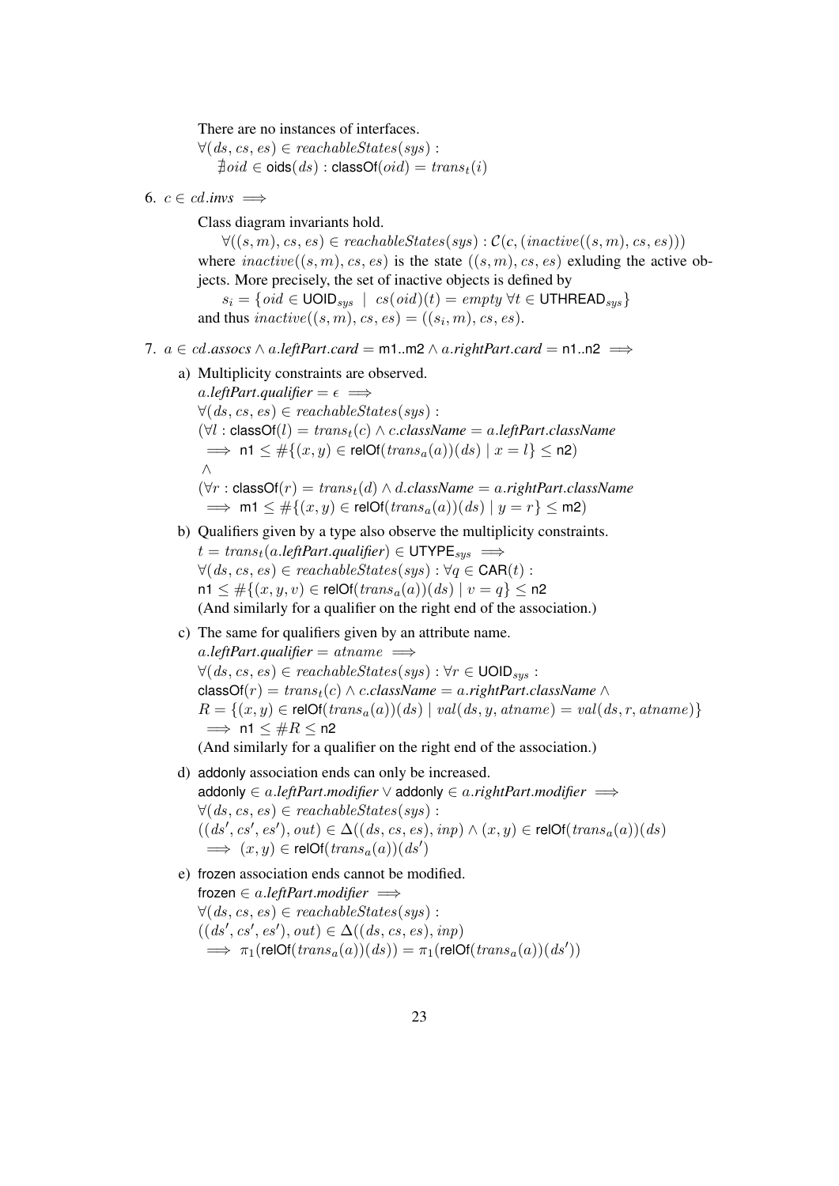There are no instances of interfaces.
$\forall(ds, cs, es) \in \mathit{reachableStates}(sys)$ :
$\quad \nexists oid \in \mathsf{oids}(ds) : \mathsf{classOf}(oid) = trans_t(i)$

6. $c \in cd.\mathit{invs} \implies$

   Class diagram invariants hold.
   $\quad \forall((s, m), cs, es) \in \mathit{reachableStates}(sys) : \mathcal{C}(c, (\mathit{inactive}((s, m), cs, es)))$
   where $\mathit{inactive}((s, m), cs, es)$ is the state $((s, m), cs, es)$ exluding the active objects. More precisely, the set of inactive objects is defined by
   $\quad s_i = \{oid \in \mathsf{UOID}_{sys} \mid cs(oid)(t) = \mathit{empty}\ \forall t \in \mathsf{UTHREAD}_{sys}\}$
   and thus $\mathit{inactive}((s, m), cs, es) = ((s_i, m), cs, es)$.

7. $a \in cd.\mathit{assocs} \wedge a.\mathit{leftPart.card} = \mathsf{m1..m2} \wedge a.\mathit{rightPart.card} = \mathsf{n1..n2} \implies$

   a) Multiplicity constraints are observed.
   $a.\mathit{leftPart.qualifier} = \epsilon \implies$
   $\forall(ds, cs, es) \in \mathit{reachableStates}(sys)$ :
   $(\forall l : \mathsf{classOf}(l) = trans_t(c) \wedge c.\mathit{className} = a.\mathit{leftPart.className}$
   $\quad \implies \mathsf{n1} \leq \#\{(x, y) \in \mathsf{relOf}(trans_a(a))(ds) \mid x = l\} \leq \mathsf{n2})$
   $\wedge$
   $(\forall r : \mathsf{classOf}(r) = trans_t(d) \wedge d.\mathit{className} = a.\mathit{rightPart.className}$
   $\quad \implies \mathsf{m1} \leq \#\{(x, y) \in \mathsf{relOf}(trans_a(a))(ds) \mid y = r\} \leq \mathsf{m2})$

   b) Qualifiers given by a type also observe the multiplicity constraints.
   $t = trans_t(a.\mathit{leftPart.qualifier}) \in \mathsf{UTYPE}_{sys} \implies$
   $\forall(ds, cs, es) \in \mathit{reachableStates}(sys) : \forall q \in \mathsf{CAR}(t)$ :
   $\mathsf{n1} \leq \#\{(x, y, v) \in \mathsf{relOf}(trans_a(a))(ds) \mid v = q\} \leq \mathsf{n2}$
   (And similarly for a qualifier on the right end of the association.)

   c) The same for qualifiers given by an attribute name.
   $a.\mathit{leftPart.qualifier} = atname \implies$
   $\forall(ds, cs, es) \in \mathit{reachableStates}(sys) : \forall r \in \mathsf{UOID}_{sys}$ :
   $\mathsf{classOf}(r) = trans_t(c) \wedge c.\mathit{className} = a.\mathit{rightPart.className} \wedge$
   $R = \{(x, y) \in \mathsf{relOf}(trans_a(a))(ds) \mid val(ds, y, atname) = val(ds, r, atname)\}$
   $\quad \implies \mathsf{n1} \leq \#R \leq \mathsf{n2}$
   (And similarly for a qualifier on the right end of the association.)

   d) addonly association ends can only be increased.
   $\mathsf{addonly} \in a.\mathit{leftPart.modifier} \vee \mathsf{addonly} \in a.\mathit{rightPart.modifier} \implies$
   $\forall(ds, cs, es) \in \mathit{reachableStates}(sys)$ :
   $((ds', cs', es'), out) \in \Delta((ds, cs, es), inp) \wedge (x, y) \in \mathsf{relOf}(trans_a(a))(ds)$
   $\quad \implies (x, y) \in \mathsf{relOf}(trans_a(a))(ds')$

   e) frozen association ends cannot be modified.
   $\mathsf{frozen} \in a.\mathit{leftPart.modifier} \implies$
   $\forall(ds, cs, es) \in \mathit{reachableStates}(sys)$ :
   $((ds', cs', es'), out) \in \Delta((ds, cs, es), inp)$
   $\quad \implies \pi_1(\mathsf{relOf}(trans_a(a))(ds)) = \pi_1(\mathsf{relOf}(trans_a(a))(ds'))$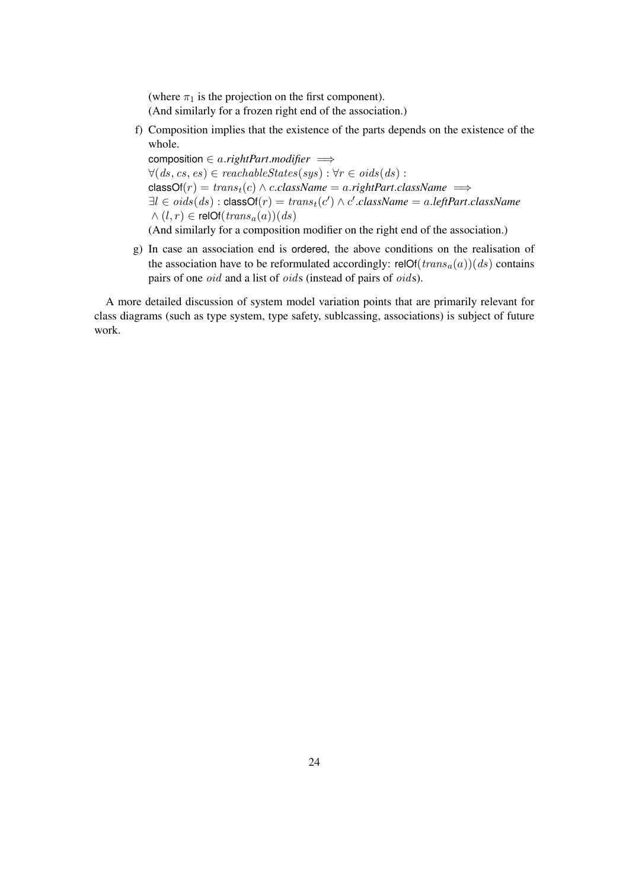(where $\pi_1$ is the projection on the first component).
(And similarly for a frozen right end of the association.)

f) Composition implies that the existence of the parts depends on the existence of the whole.
$\mathsf{composition} \in a.\mathit{rightPart.modifier} \implies$
$\forall (ds, cs, es) \in \mathit{reachableStates}(sys) : \forall r \in \mathit{oids}(ds) :$
$\mathsf{classOf}(r) = \mathit{trans}_t(c) \wedge c.\mathit{className} = a.\mathit{rightPart.className} \implies$
$\exists l \in \mathit{oids}(ds) : \mathsf{classOf}(r) = \mathit{trans}_t(c') \wedge c'.\mathit{className} = a.\mathit{leftPart.className}$
$\wedge\ (l, r) \in \mathsf{relOf}(\mathit{trans}_a(a))(ds)$
(And similarly for a composition modifier on the right end of the association.)

g) In case an association end is ordered, the above conditions on the realisation of the association have to be reformulated accordingly: $\mathsf{relOf}(\mathit{trans}_a(a))(ds)$ contains pairs of one $oid$ and a list of $oid$s (instead of pairs of $oid$s).

A more detailed discussion of system model variation points that are primarily relevant for class diagrams (such as type system, type safety, sublcassing, associations) is subject of future work.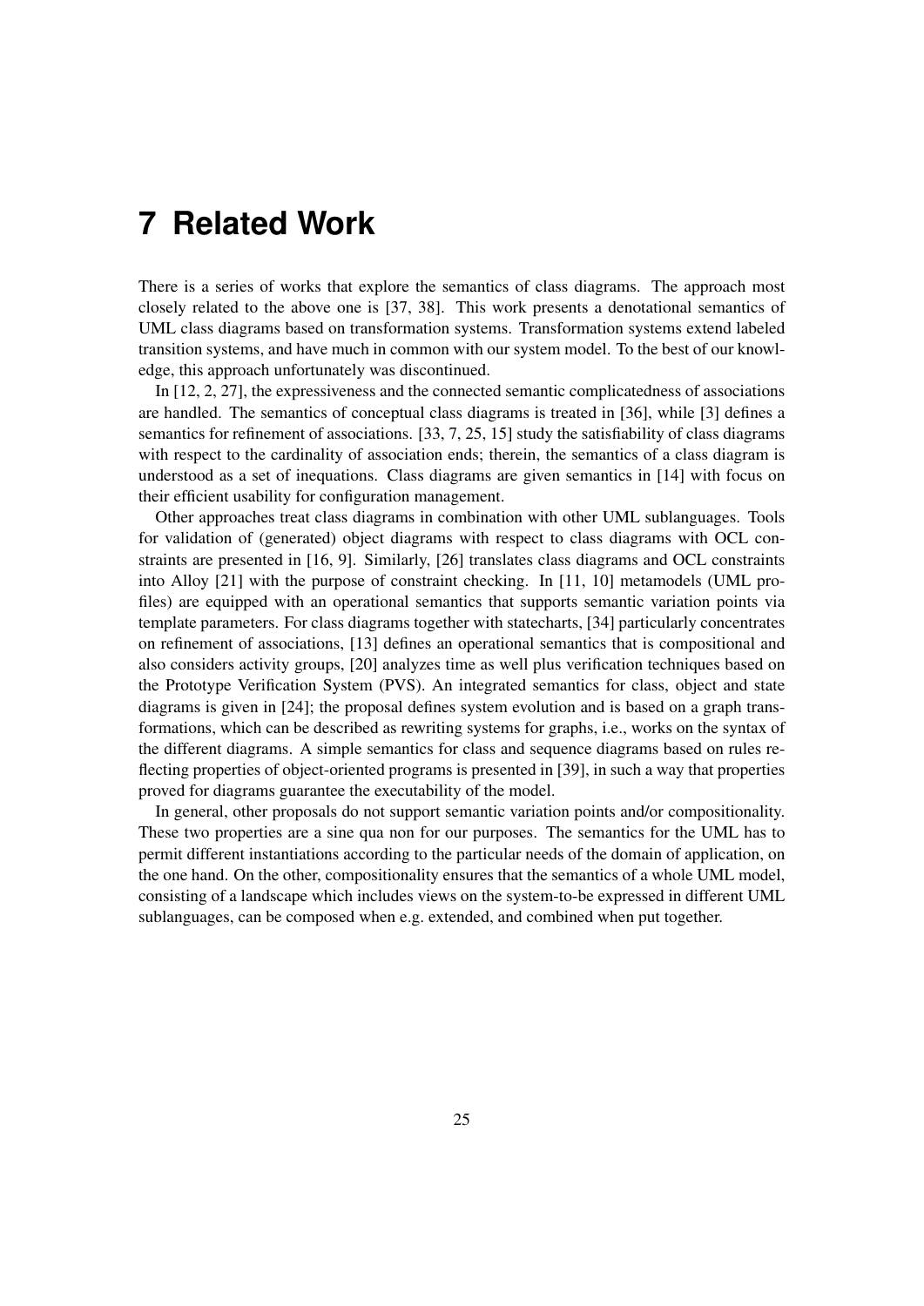# 7 Related Work

There is a series of works that explore the semantics of class diagrams. The approach most closely related to the above one is [37, 38]. This work presents a denotational semantics of UML class diagrams based on transformation systems. Transformation systems extend labeled transition systems, and have much in common with our system model. To the best of our knowledge, this approach unfortunately was discontinued.

In [12, 2, 27], the expressiveness and the connected semantic complicatedness of associations are handled. The semantics of conceptual class diagrams is treated in [36], while [3] defines a semantics for refinement of associations. [33, 7, 25, 15] study the satisfiability of class diagrams with respect to the cardinality of association ends; therein, the semantics of a class diagram is understood as a set of inequations. Class diagrams are given semantics in [14] with focus on their efficient usability for configuration management.

Other approaches treat class diagrams in combination with other UML sublanguages. Tools for validation of (generated) object diagrams with respect to class diagrams with OCL constraints are presented in [16, 9]. Similarly, [26] translates class diagrams and OCL constraints into Alloy [21] with the purpose of constraint checking. In [11, 10] metamodels (UML profiles) are equipped with an operational semantics that supports semantic variation points via template parameters. For class diagrams together with statecharts, [34] particularly concentrates on refinement of associations, [13] defines an operational semantics that is compositional and also considers activity groups, [20] analyzes time as well plus verification techniques based on the Prototype Verification System (PVS). An integrated semantics for class, object and state diagrams is given in [24]; the proposal defines system evolution and is based on a graph transformations, which can be described as rewriting systems for graphs, i.e., works on the syntax of the different diagrams. A simple semantics for class and sequence diagrams based on rules reflecting properties of object-oriented programs is presented in [39], in such a way that properties proved for diagrams guarantee the executability of the model.

In general, other proposals do not support semantic variation points and/or compositionality. These two properties are a sine qua non for our purposes. The semantics for the UML has to permit different instantiations according to the particular needs of the domain of application, on the one hand. On the other, compositionality ensures that the semantics of a whole UML model, consisting of a landscape which includes views on the system-to-be expressed in different UML sublanguages, can be composed when e.g. extended, and combined when put together.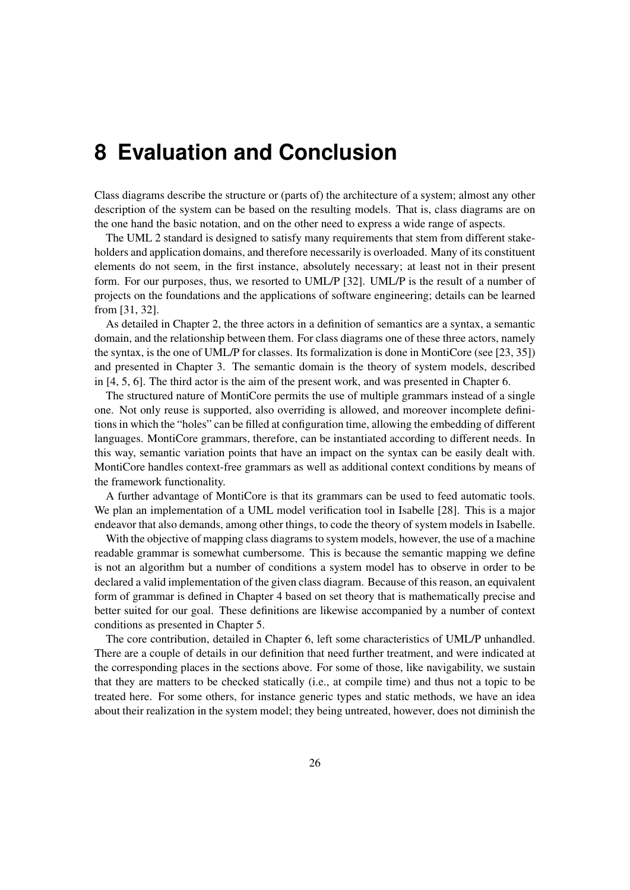# 8 Evaluation and Conclusion

Class diagrams describe the structure or (parts of) the architecture of a system; almost any other description of the system can be based on the resulting models. That is, class diagrams are on the one hand the basic notation, and on the other need to express a wide range of aspects.

The UML 2 standard is designed to satisfy many requirements that stem from different stakeholders and application domains, and therefore necessarily is overloaded. Many of its constituent elements do not seem, in the first instance, absolutely necessary; at least not in their present form. For our purposes, thus, we resorted to UML/P [32]. UML/P is the result of a number of projects on the foundations and the applications of software engineering; details can be learned from [31, 32].

As detailed in Chapter 2, the three actors in a definition of semantics are a syntax, a semantic domain, and the relationship between them. For class diagrams one of these three actors, namely the syntax, is the one of UML/P for classes. Its formalization is done in MontiCore (see [23, 35]) and presented in Chapter 3. The semantic domain is the theory of system models, described in [4, 5, 6]. The third actor is the aim of the present work, and was presented in Chapter 6.

The structured nature of MontiCore permits the use of multiple grammars instead of a single one. Not only reuse is supported, also overriding is allowed, and moreover incomplete definitions in which the "holes" can be filled at configuration time, allowing the embedding of different languages. MontiCore grammars, therefore, can be instantiated according to different needs. In this way, semantic variation points that have an impact on the syntax can be easily dealt with. MontiCore handles context-free grammars as well as additional context conditions by means of the framework functionality.

A further advantage of MontiCore is that its grammars can be used to feed automatic tools. We plan an implementation of a UML model verification tool in Isabelle [28]. This is a major endeavor that also demands, among other things, to code the theory of system models in Isabelle.

With the objective of mapping class diagrams to system models, however, the use of a machine readable grammar is somewhat cumbersome. This is because the semantic mapping we define is not an algorithm but a number of conditions a system model has to observe in order to be declared a valid implementation of the given class diagram. Because of this reason, an equivalent form of grammar is defined in Chapter 4 based on set theory that is mathematically precise and better suited for our goal. These definitions are likewise accompanied by a number of context conditions as presented in Chapter 5.

The core contribution, detailed in Chapter 6, left some characteristics of UML/P unhandled. There are a couple of details in our definition that need further treatment, and were indicated at the corresponding places in the sections above. For some of those, like navigability, we sustain that they are matters to be checked statically (i.e., at compile time) and thus not a topic to be treated here. For some others, for instance generic types and static methods, we have an idea about their realization in the system model; they being untreated, however, does not diminish the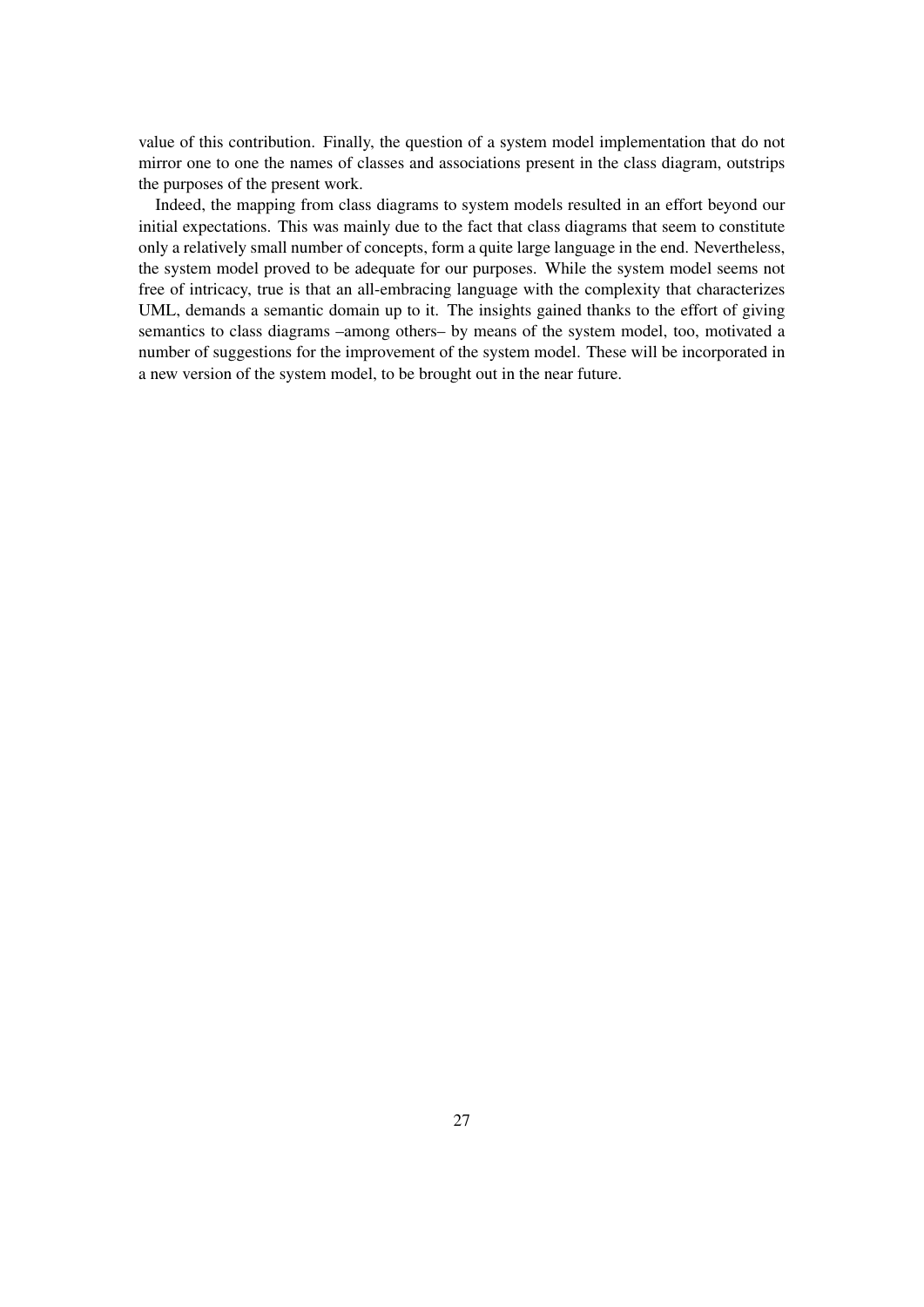value of this contribution. Finally, the question of a system model implementation that do not mirror one to one the names of classes and associations present in the class diagram, outstrips the purposes of the present work.

Indeed, the mapping from class diagrams to system models resulted in an effort beyond our initial expectations. This was mainly due to the fact that class diagrams that seem to constitute only a relatively small number of concepts, form a quite large language in the end. Nevertheless, the system model proved to be adequate for our purposes. While the system model seems not free of intricacy, true is that an all-embracing language with the complexity that characterizes UML, demands a semantic domain up to it. The insights gained thanks to the effort of giving semantics to class diagrams –among others– by means of the system model, too, motivated a number of suggestions for the improvement of the system model. These will be incorporated in a new version of the system model, to be brought out in the near future.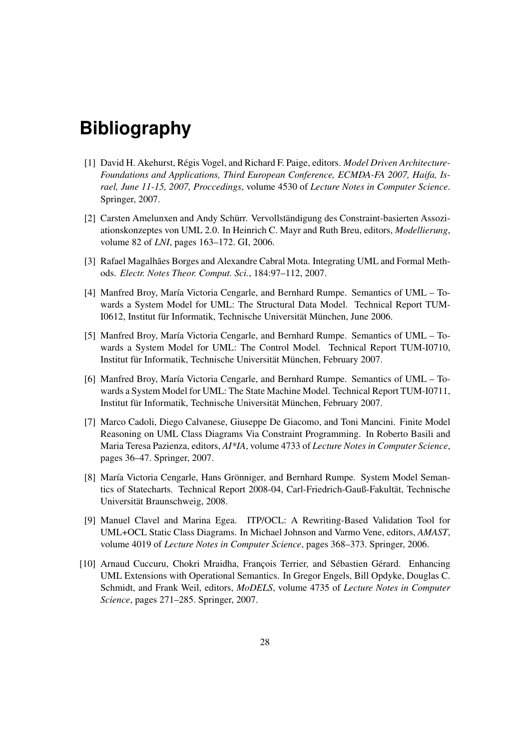# Bibliography

[1] David H. Akehurst, Régis Vogel, and Richard F. Paige, editors. *Model Driven Architecture-Foundations and Applications, Third European Conference, ECMDA-FA 2007, Haifa, Israel, June 11-15, 2007, Proccedings*, volume 4530 of *Lecture Notes in Computer Science*. Springer, 2007.

[2] Carsten Amelunxen and Andy Schürr. Vervollständigung des Constraint-basierten Assoziationskonzeptes von UML 2.0. In Heinrich C. Mayr and Ruth Breu, editors, *Modellierung*, volume 82 of *LNI*, pages 163–172. GI, 2006.

[3] Rafael Magalhães Borges and Alexandre Cabral Mota. Integrating UML and Formal Methods. *Electr. Notes Theor. Comput. Sci.*, 184:97–112, 2007.

[4] Manfred Broy, María Victoria Cengarle, and Bernhard Rumpe. Semantics of UML – Towards a System Model for UML: The Structural Data Model. Technical Report TUM-I0612, Institut für Informatik, Technische Universität München, June 2006.

[5] Manfred Broy, María Victoria Cengarle, and Bernhard Rumpe. Semantics of UML – Towards a System Model for UML: The Control Model. Technical Report TUM-I0710, Institut für Informatik, Technische Universität München, February 2007.

[6] Manfred Broy, María Victoria Cengarle, and Bernhard Rumpe. Semantics of UML – Towards a System Model for UML: The State Machine Model. Technical Report TUM-I0711, Institut für Informatik, Technische Universität München, February 2007.

[7] Marco Cadoli, Diego Calvanese, Giuseppe De Giacomo, and Toni Mancini. Finite Model Reasoning on UML Class Diagrams Via Constraint Programming. In Roberto Basili and Maria Teresa Pazienza, editors, *AI*IA*, volume 4733 of *Lecture Notes in Computer Science*, pages 36–47. Springer, 2007.

[8] María Victoria Cengarle, Hans Grönniger, and Bernhard Rumpe. System Model Semantics of Statecharts. Technical Report 2008-04, Carl-Friedrich-Gauß-Fakultät, Technische Universität Braunschweig, 2008.

[9] Manuel Clavel and Marina Egea. ITP/OCL: A Rewriting-Based Validation Tool for UML+OCL Static Class Diagrams. In Michael Johnson and Varmo Vene, editors, *AMAST*, volume 4019 of *Lecture Notes in Computer Science*, pages 368–373. Springer, 2006.

[10] Arnaud Cuccuru, Chokri Mraidha, François Terrier, and Sébastien Gérard. Enhancing UML Extensions with Operational Semantics. In Gregor Engels, Bill Opdyke, Douglas C. Schmidt, and Frank Weil, editors, *MoDELS*, volume 4735 of *Lecture Notes in Computer Science*, pages 271–285. Springer, 2007.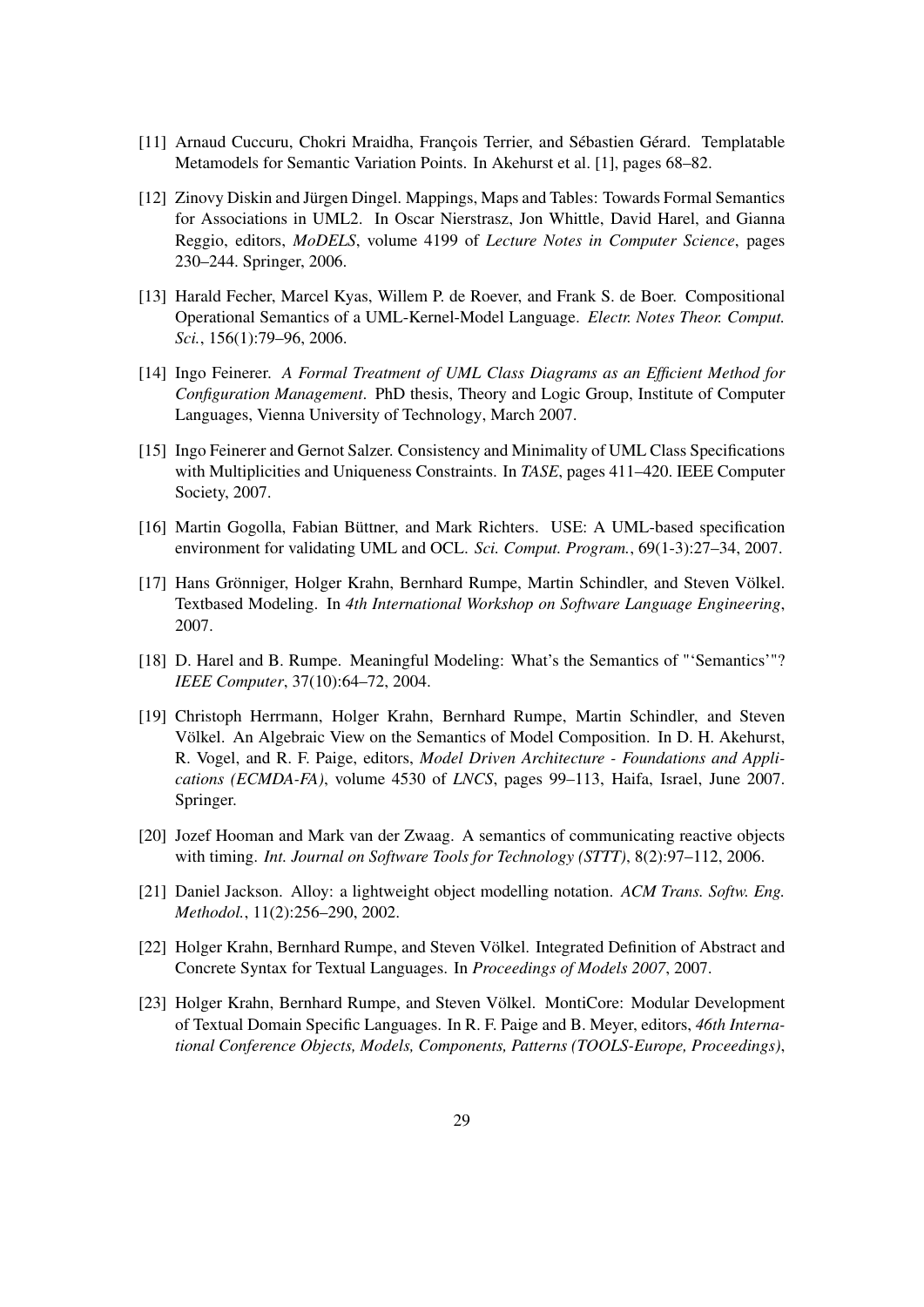[11] Arnaud Cuccuru, Chokri Mraidha, François Terrier, and Sébastien Gérard. Templatable Metamodels for Semantic Variation Points. In Akehurst et al. [1], pages 68–82.

[12] Zinovy Diskin and Jürgen Dingel. Mappings, Maps and Tables: Towards Formal Semantics for Associations in UML2. In Oscar Nierstrasz, Jon Whittle, David Harel, and Gianna Reggio, editors, *MoDELS*, volume 4199 of *Lecture Notes in Computer Science*, pages 230–244. Springer, 2006.

[13] Harald Fecher, Marcel Kyas, Willem P. de Roever, and Frank S. de Boer. Compositional Operational Semantics of a UML-Kernel-Model Language. *Electr. Notes Theor. Comput. Sci.*, 156(1):79–96, 2006.

[14] Ingo Feinerer. *A Formal Treatment of UML Class Diagrams as an Efficient Method for Configuration Management*. PhD thesis, Theory and Logic Group, Institute of Computer Languages, Vienna University of Technology, March 2007.

[15] Ingo Feinerer and Gernot Salzer. Consistency and Minimality of UML Class Specifications with Multiplicities and Uniqueness Constraints. In *TASE*, pages 411–420. IEEE Computer Society, 2007.

[16] Martin Gogolla, Fabian Büttner, and Mark Richters. USE: A UML-based specification environment for validating UML and OCL. *Sci. Comput. Program.*, 69(1-3):27–34, 2007.

[17] Hans Grönniger, Holger Krahn, Bernhard Rumpe, Martin Schindler, and Steven Völkel. Textbased Modeling. In *4th International Workshop on Software Language Engineering*, 2007.

[18] D. Harel and B. Rumpe. Meaningful Modeling: What's the Semantics of "'Semantics'"? *IEEE Computer*, 37(10):64–72, 2004.

[19] Christoph Herrmann, Holger Krahn, Bernhard Rumpe, Martin Schindler, and Steven Völkel. An Algebraic View on the Semantics of Model Composition. In D. H. Akehurst, R. Vogel, and R. F. Paige, editors, *Model Driven Architecture - Foundations and Applications (ECMDA-FA)*, volume 4530 of *LNCS*, pages 99–113, Haifa, Israel, June 2007. Springer.

[20] Jozef Hooman and Mark van der Zwaag. A semantics of communicating reactive objects with timing. *Int. Journal on Software Tools for Technology (STTT)*, 8(2):97–112, 2006.

[21] Daniel Jackson. Alloy: a lightweight object modelling notation. *ACM Trans. Softw. Eng. Methodol.*, 11(2):256–290, 2002.

[22] Holger Krahn, Bernhard Rumpe, and Steven Völkel. Integrated Definition of Abstract and Concrete Syntax for Textual Languages. In *Proceedings of Models 2007*, 2007.

[23] Holger Krahn, Bernhard Rumpe, and Steven Völkel. MontiCore: Modular Development of Textual Domain Specific Languages. In R. F. Paige and B. Meyer, editors, *46th International Conference Objects, Models, Components, Patterns (TOOLS-Europe, Proceedings)*,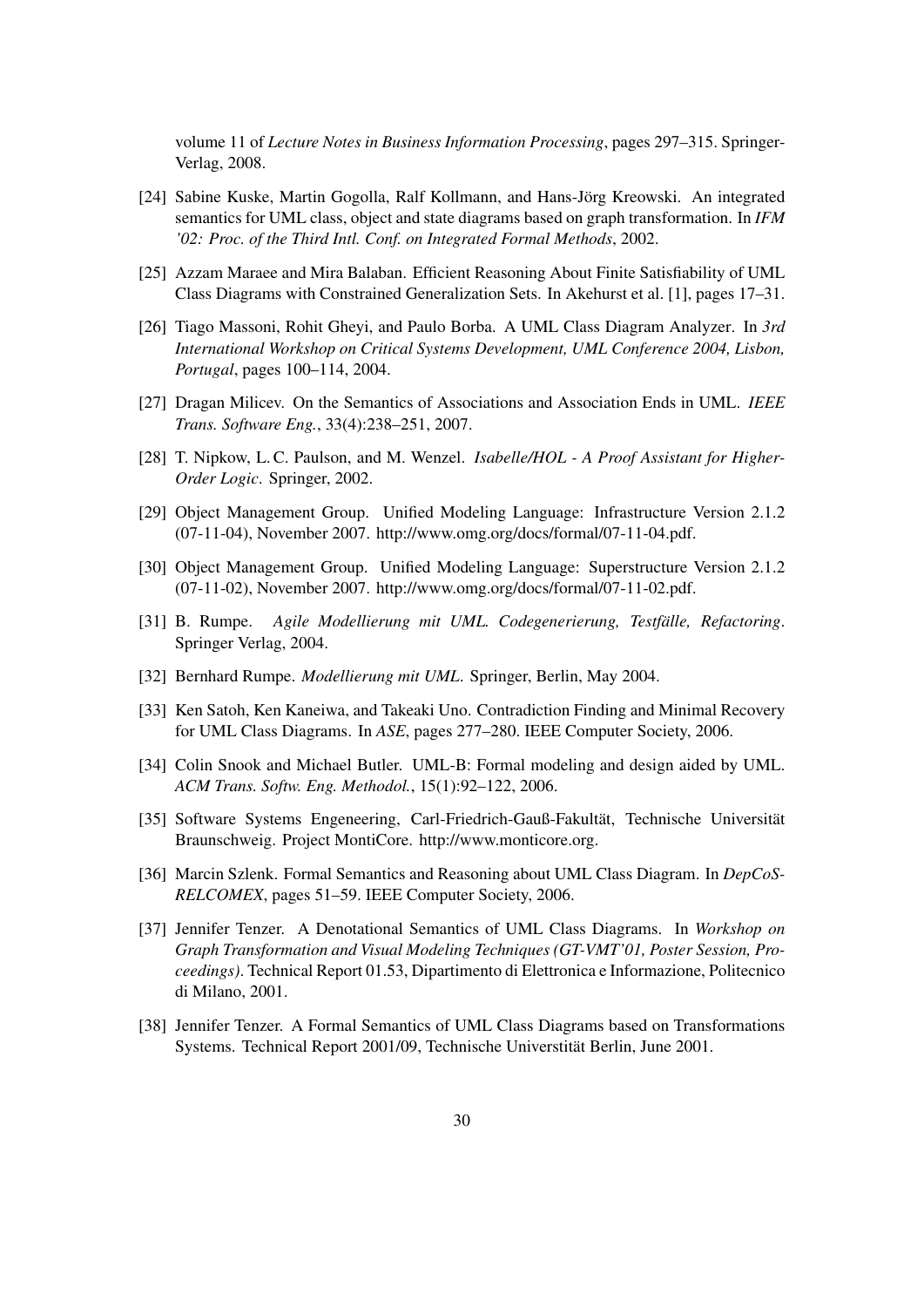volume 11 of *Lecture Notes in Business Information Processing*, pages 297–315. Springer-Verlag, 2008.

[24] Sabine Kuske, Martin Gogolla, Ralf Kollmann, and Hans-Jörg Kreowski. An integrated semantics for UML class, object and state diagrams based on graph transformation. In *IFM '02: Proc. of the Third Intl. Conf. on Integrated Formal Methods*, 2002.

[25] Azzam Maraee and Mira Balaban. Efficient Reasoning About Finite Satisfiability of UML Class Diagrams with Constrained Generalization Sets. In Akehurst et al. [1], pages 17–31.

[26] Tiago Massoni, Rohit Gheyi, and Paulo Borba. A UML Class Diagram Analyzer. In *3rd International Workshop on Critical Systems Development, UML Conference 2004, Lisbon, Portugal*, pages 100–114, 2004.

[27] Dragan Milicev. On the Semantics of Associations and Association Ends in UML. *IEEE Trans. Software Eng.*, 33(4):238–251, 2007.

[28] T. Nipkow, L. C. Paulson, and M. Wenzel. *Isabelle/HOL - A Proof Assistant for Higher-Order Logic*. Springer, 2002.

[29] Object Management Group. Unified Modeling Language: Infrastructure Version 2.1.2 (07-11-04), November 2007. http://www.omg.org/docs/formal/07-11-04.pdf.

[30] Object Management Group. Unified Modeling Language: Superstructure Version 2.1.2 (07-11-02), November 2007. http://www.omg.org/docs/formal/07-11-02.pdf.

[31] B. Rumpe. *Agile Modellierung mit UML. Codegenerierung, Testfälle, Refactoring*. Springer Verlag, 2004.

[32] Bernhard Rumpe. *Modellierung mit UML*. Springer, Berlin, May 2004.

[33] Ken Satoh, Ken Kaneiwa, and Takeaki Uno. Contradiction Finding and Minimal Recovery for UML Class Diagrams. In *ASE*, pages 277–280. IEEE Computer Society, 2006.

[34] Colin Snook and Michael Butler. UML-B: Formal modeling and design aided by UML. *ACM Trans. Softw. Eng. Methodol.*, 15(1):92–122, 2006.

[35] Software Systems Engeneering, Carl-Friedrich-Gauß-Fakultät, Technische Universität Braunschweig. Project MontiCore. http://www.monticore.org.

[36] Marcin Szlenk. Formal Semantics and Reasoning about UML Class Diagram. In *DepCoS-RELCOMEX*, pages 51–59. IEEE Computer Society, 2006.

[37] Jennifer Tenzer. A Denotational Semantics of UML Class Diagrams. In *Workshop on Graph Transformation and Visual Modeling Techniques (GT-VMT'01, Poster Session, Proceedings)*. Technical Report 01.53, Dipartimento di Elettronica e Informazione, Politecnico di Milano, 2001.

[38] Jennifer Tenzer. A Formal Semantics of UML Class Diagrams based on Transformations Systems. Technical Report 2001/09, Technische Universtität Berlin, June 2001.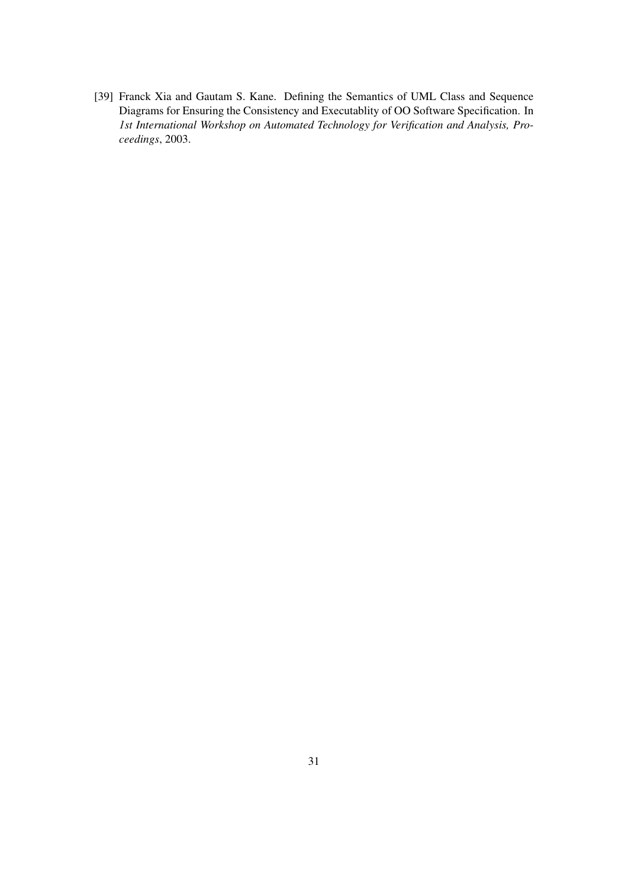[39] Franck Xia and Gautam S. Kane. Defining the Semantics of UML Class and Sequence Diagrams for Ensuring the Consistency and Executablity of OO Software Specification. In *1st International Workshop on Automated Technology for Verification and Analysis, Proceedings*, 2003.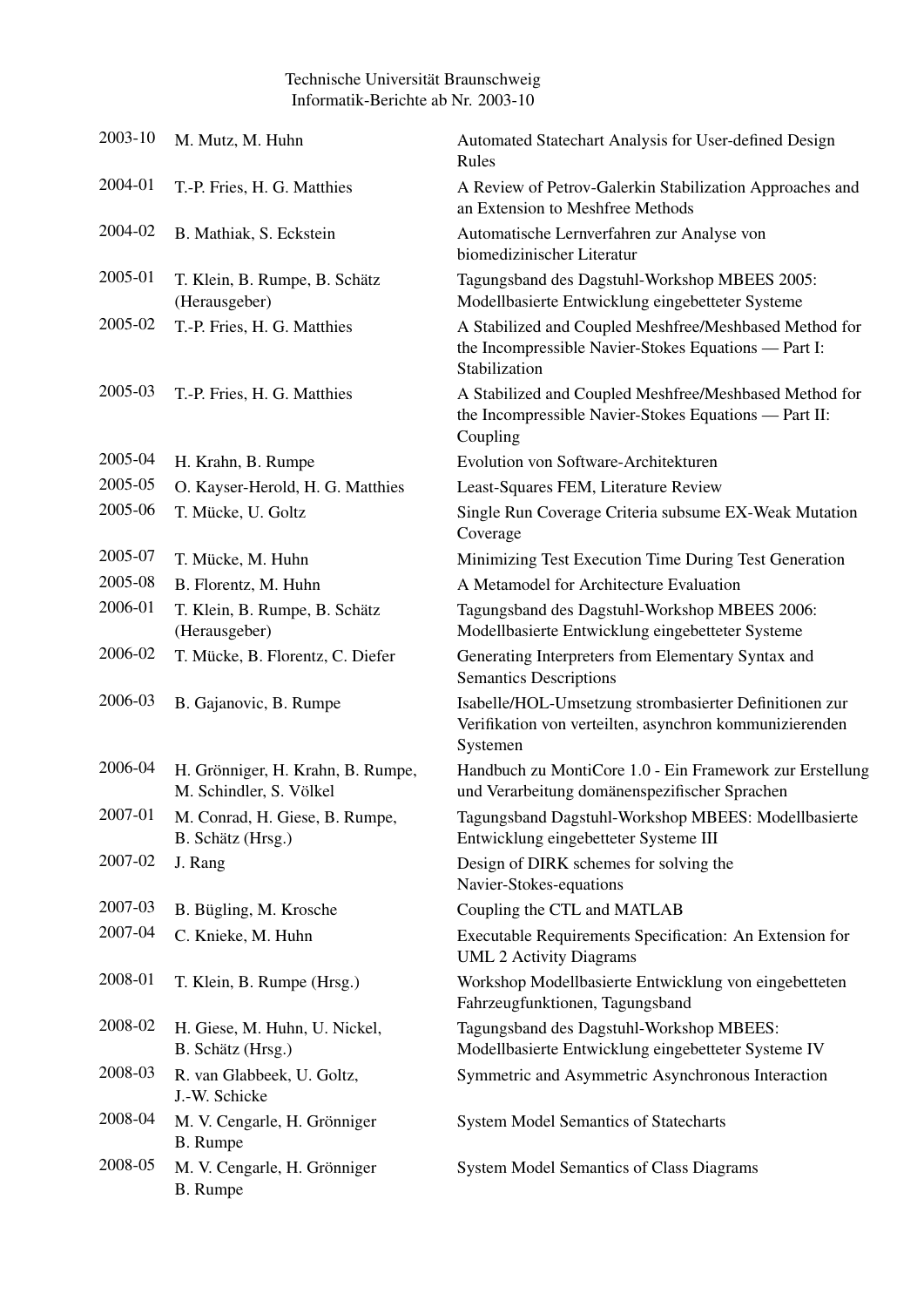Technische Universität Braunschweig
Informatik-Berichte ab Nr. 2003-10

| | | |
|---|---|---|
| 2003-10 | M. Mutz, M. Huhn | Automated Statechart Analysis for User-defined Design Rules |
| 2004-01 | T.-P. Fries, H. G. Matthies | A Review of Petrov-Galerkin Stabilization Approaches and an Extension to Meshfree Methods |
| 2004-02 | B. Mathiak, S. Eckstein | Automatische Lernverfahren zur Analyse von biomedizinischer Literatur |
| 2005-01 | T. Klein, B. Rumpe, B. Schätz (Herausgeber) | Tagungsband des Dagstuhl-Workshop MBEES 2005: Modellbasierte Entwicklung eingebetteter Systeme |
| 2005-02 | T.-P. Fries, H. G. Matthies | A Stabilized and Coupled Meshfree/Meshbased Method for the Incompressible Navier-Stokes Equations — Part I: Stabilization |
| 2005-03 | T.-P. Fries, H. G. Matthies | A Stabilized and Coupled Meshfree/Meshbased Method for the Incompressible Navier-Stokes Equations — Part II: Coupling |
| 2005-04 | H. Krahn, B. Rumpe | Evolution von Software-Architekturen |
| 2005-05 | O. Kayser-Herold, H. G. Matthies | Least-Squares FEM, Literature Review |
| 2005-06 | T. Mücke, U. Goltz | Single Run Coverage Criteria subsume EX-Weak Mutation Coverage |
| 2005-07 | T. Mücke, M. Huhn | Minimizing Test Execution Time During Test Generation |
| 2005-08 | B. Florentz, M. Huhn | A Metamodel for Architecture Evaluation |
| 2006-01 | T. Klein, B. Rumpe, B. Schätz (Herausgeber) | Tagungsband des Dagstuhl-Workshop MBEES 2006: Modellbasierte Entwicklung eingebetteter Systeme |
| 2006-02 | T. Mücke, B. Florentz, C. Diefer | Generating Interpreters from Elementary Syntax and Semantics Descriptions |
| 2006-03 | B. Gajanovic, B. Rumpe | Isabelle/HOL-Umsetzung strombasierter Definitionen zur Verifikation von verteilten, asynchron kommunizierenden Systemen |
| 2006-04 | H. Grönniger, H. Krahn, B. Rumpe, M. Schindler, S. Völkel | Handbuch zu MontiCore 1.0 - Ein Framework zur Erstellung und Verarbeitung domänenspezifischer Sprachen |
| 2007-01 | M. Conrad, H. Giese, B. Rumpe, B. Schätz (Hrsg.) | Tagungsband Dagstuhl-Workshop MBEES: Modellbasierte Entwicklung eingebetteter Systeme III |
| 2007-02 | J. Rang | Design of DIRK schemes for solving the Navier-Stokes-equations |
| 2007-03 | B. Bügling, M. Krosche | Coupling the CTL and MATLAB |
| 2007-04 | C. Knieke, M. Huhn | Executable Requirements Specification: An Extension for UML 2 Activity Diagrams |
| 2008-01 | T. Klein, B. Rumpe (Hrsg.) | Workshop Modellbasierte Entwicklung von eingebetteten Fahrzeugfunktionen, Tagungsband |
| 2008-02 | H. Giese, M. Huhn, U. Nickel, B. Schätz (Hrsg.) | Tagungsband des Dagstuhl-Workshop MBEES: Modellbasierte Entwicklung eingebetteter Systeme IV |
| 2008-03 | R. van Glabbeek, U. Goltz, J.-W. Schicke | Symmetric and Asymmetric Asynchronous Interaction |
| 2008-04 | M. V. Cengarle, H. Grönniger B. Rumpe | System Model Semantics of Statecharts |
| 2008-05 | M. V. Cengarle, H. Grönniger B. Rumpe | System Model Semantics of Class Diagrams |